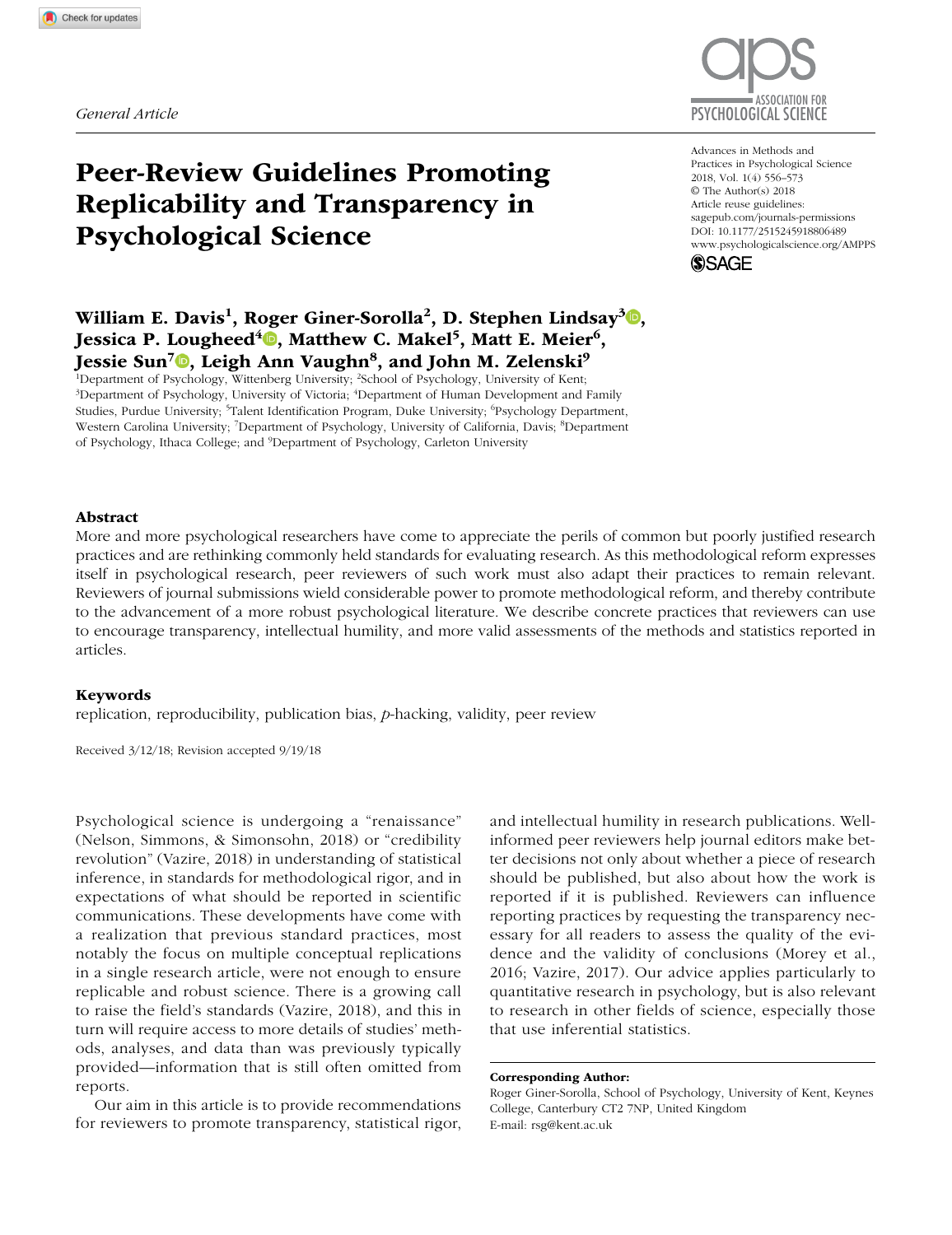General Article

# Peer-Review Guidelines Promoting Replicability and Transparency in Psychological Science

Advances in Methods and Practices in Psychological Science
2018, Vol. 1(4) 556–573
© The Author(s) 2018
Article reuse guidelines: sagepub.com/journals-permissions
DOI: 10.1177/2515245918806489
www.psychologicalscience.org/AMPPS

**William E. Davis[1], Roger Giner-Sorolla[2], D. Stephen Lindsay[3], Jessica P. Lougheed[4], Matthew C. Makel[5], Matt E. Meier[6], Jessie Sun[7], Leigh Ann Vaughn[8], and John M. Zelenski[9]**

[1]Department of Psychology, Wittenberg University; [2]School of Psychology, University of Kent; [3]Department of Psychology, University of Victoria; [4]Department of Human Development and Family Studies, Purdue University; [5]Talent Identification Program, Duke University; [6]Psychology Department, Western Carolina University; [7]Department of Psychology, University of California, Davis; [8]Department of Psychology, Ithaca College; and [9]Department of Psychology, Carleton University

## Abstract

More and more psychological researchers have come to appreciate the perils of common but poorly justified research practices and are rethinking commonly held standards for evaluating research. As this methodological reform expresses itself in psychological research, peer reviewers of such work must also adapt their practices to remain relevant. Reviewers of journal submissions wield considerable power to promote methodological reform, and thereby contribute to the advancement of a more robust psychological literature. We describe concrete practices that reviewers can use to encourage transparency, intellectual humility, and more valid assessments of the methods and statistics reported in articles.

## Keywords

replication, reproducibility, publication bias, *p*-hacking, validity, peer review

Received 3/12/18; Revision accepted 9/19/18

Psychological science is undergoing a "renaissance" (Nelson, Simmons, & Simonsohn, 2018) or "credibility revolution" (Vazire, 2018) in understanding of statistical inference, in standards for methodological rigor, and in expectations of what should be reported in scientific communications. These developments have come with a realization that previous standard practices, most notably the focus on multiple conceptual replications in a single research article, were not enough to ensure replicable and robust science. There is a growing call to raise the field's standards (Vazire, 2018), and this in turn will require access to more details of studies' methods, analyses, and data than was previously typically provided—information that is still often omitted from reports.

Our aim in this article is to provide recommendations for reviewers to promote transparency, statistical rigor, and intellectual humility in research publications. Well-informed peer reviewers help journal editors make better decisions not only about whether a piece of research should be published, but also about how the work is reported if it is published. Reviewers can influence reporting practices by requesting the transparency necessary for all readers to assess the quality of the evidence and the validity of conclusions (Morey et al., 2016; Vazire, 2017). Our advice applies particularly to quantitative research in psychology, but is also relevant to research in other fields of science, especially those that use inferential statistics.

**Corresponding Author:**
Roger Giner-Sorolla, School of Psychology, University of Kent, Keynes College, Canterbury CT2 7NP, United Kingdom
E-mail: rsg@kent.ac.uk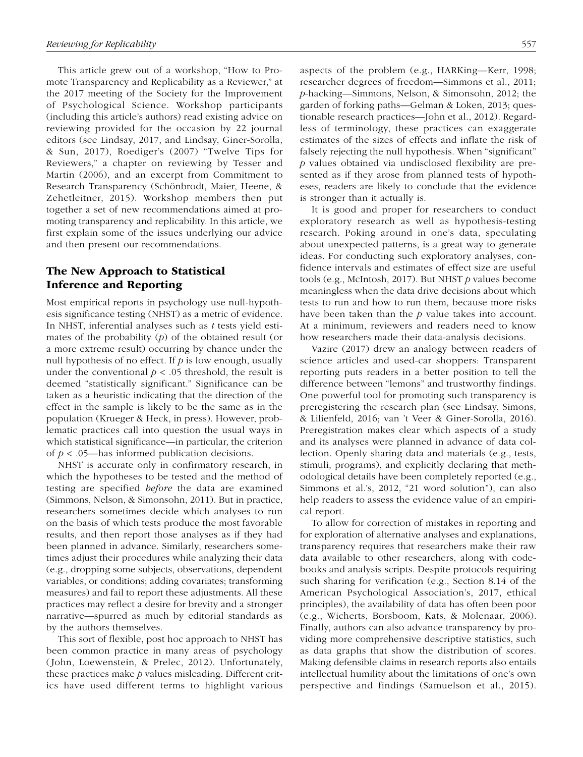This article grew out of a workshop, "How to Promote Transparency and Replicability as a Reviewer," at the 2017 meeting of the Society for the Improvement of Psychological Science. Workshop participants (including this article's authors) read existing advice on reviewing provided for the occasion by 22 journal editors (see Lindsay, 2017, and Lindsay, Giner-Sorolla, & Sun, 2017), Roediger's (2007) "Twelve Tips for Reviewers," a chapter on reviewing by Tesser and Martin (2006), and an excerpt from Commitment to Research Transparency (Schönbrodt, Maier, Heene, & Zehetleitner, 2015). Workshop members then put together a set of new recommendations aimed at promoting transparency and replicability. In this article, we first explain some of the issues underlying our advice and then present our recommendations.

## The New Approach to Statistical Inference and Reporting

Most empirical reports in psychology use null-hypothesis significance testing (NHST) as a metric of evidence. In NHST, inferential analyses such as *t* tests yield estimates of the probability ($p$) of the obtained result (or a more extreme result) occurring by chance under the null hypothesis of no effect. If $p$ is low enough, usually under the conventional $p < .05$ threshold, the result is deemed "statistically significant." Significance can be taken as a heuristic indicating that the direction of the effect in the sample is likely to be the same as in the population (Krueger & Heck, in press). However, problematic practices call into question the usual ways in which statistical significance—in particular, the criterion of $p < .05$—has informed publication decisions.

NHST is accurate only in confirmatory research, in which the hypotheses to be tested and the method of testing are specified *before* the data are examined (Simmons, Nelson, & Simonsohn, 2011). But in practice, researchers sometimes decide which analyses to run on the basis of which tests produce the most favorable results, and then report those analyses as if they had been planned in advance. Similarly, researchers sometimes adjust their procedures while analyzing their data (e.g., dropping some subjects, observations, dependent variables, or conditions; adding covariates; transforming measures) and fail to report these adjustments. All these practices may reflect a desire for brevity and a stronger narrative—spurred as much by editorial standards as by the authors themselves.

This sort of flexible, post hoc approach to NHST has been common practice in many areas of psychology (John, Loewenstein, & Prelec, 2012). Unfortunately, these practices make $p$ values misleading. Different critics have used different terms to highlight various aspects of the problem (e.g., HARKing—Kerr, 1998; researcher degrees of freedom—Simmons et al., 2011; *p*-hacking—Simmons, Nelson, & Simonsohn, 2012; the garden of forking paths—Gelman & Loken, 2013; questionable research practices—John et al., 2012). Regardless of terminology, these practices can exaggerate estimates of the sizes of effects and inflate the risk of falsely rejecting the null hypothesis. When "significant" $p$ values obtained via undisclosed flexibility are presented as if they arose from planned tests of hypotheses, readers are likely to conclude that the evidence is stronger than it actually is.

It is good and proper for researchers to conduct exploratory research as well as hypothesis-testing research. Poking around in one's data, speculating about unexpected patterns, is a great way to generate ideas. For conducting such exploratory analyses, confidence intervals and estimates of effect size are useful tools (e.g., McIntosh, 2017). But NHST $p$ values become meaningless when the data drive decisions about which tests to run and how to run them, because more risks have been taken than the $p$ value takes into account. At a minimum, reviewers and readers need to know how researchers made their data-analysis decisions.

Vazire (2017) drew an analogy between readers of science articles and used-car shoppers: Transparent reporting puts readers in a better position to tell the difference between "lemons" and trustworthy findings. One powerful tool for promoting such transparency is preregistering the research plan (see Lindsay, Simons, & Lilienfeld, 2016; van 't Veer & Giner-Sorolla, 2016). Preregistration makes clear which aspects of a study and its analyses were planned in advance of data collection. Openly sharing data and materials (e.g., tests, stimuli, programs), and explicitly declaring that methodological details have been completely reported (e.g., Simmons et al.'s, 2012, "21 word solution"), can also help readers to assess the evidence value of an empirical report.

To allow for correction of mistakes in reporting and for exploration of alternative analyses and explanations, transparency requires that researchers make their raw data available to other researchers, along with codebooks and analysis scripts. Despite protocols requiring such sharing for verification (e.g., Section 8.14 of the American Psychological Association's, 2017, ethical principles), the availability of data has often been poor (e.g., Wicherts, Borsboom, Kats, & Molenaar, 2006). Finally, authors can also advance transparency by providing more comprehensive descriptive statistics, such as data graphs that show the distribution of scores. Making defensible claims in research reports also entails intellectual humility about the limitations of one's own perspective and findings (Samuelson et al., 2015).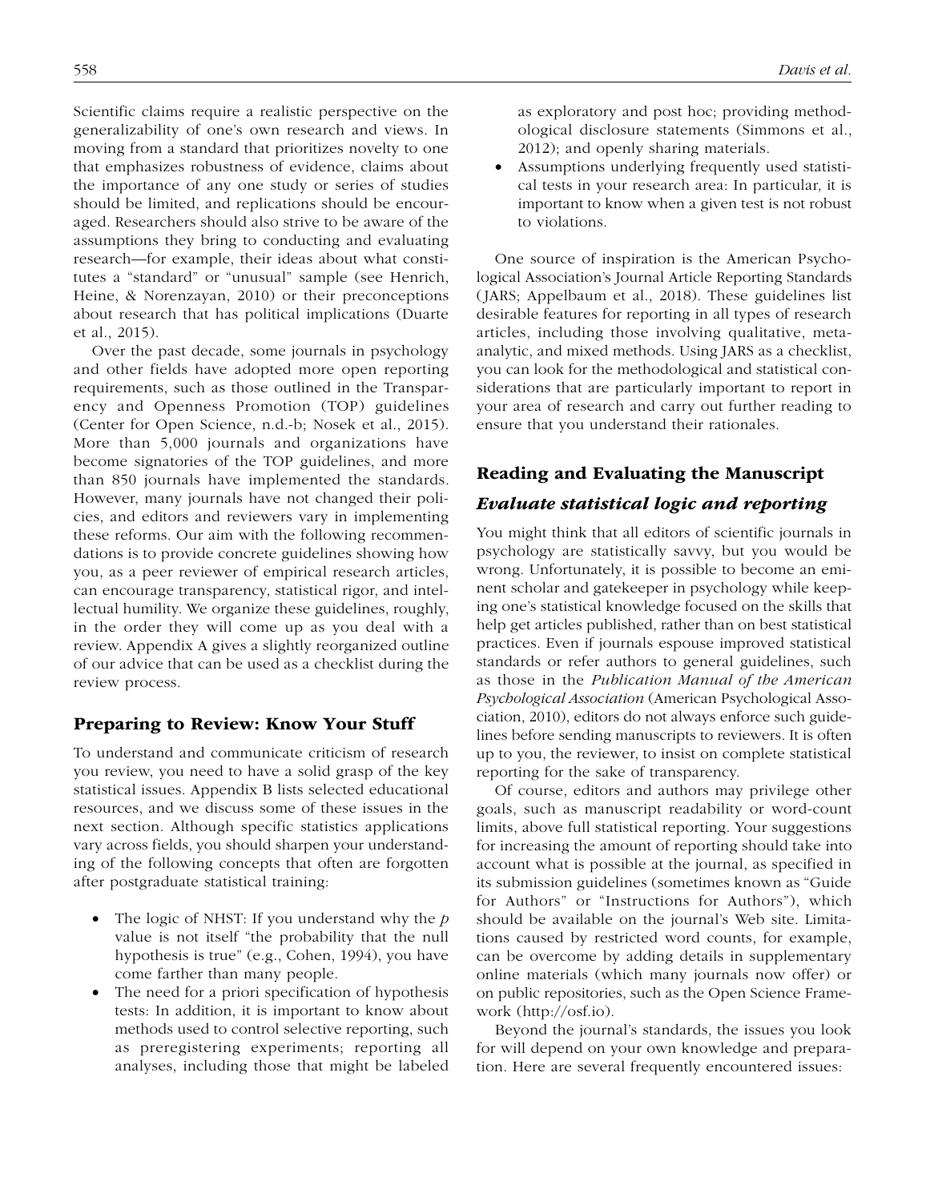Scientific claims require a realistic perspective on the generalizability of one's own research and views. In moving from a standard that prioritizes novelty to one that emphasizes robustness of evidence, claims about the importance of any one study or series of studies should be limited, and replications should be encouraged. Researchers should also strive to be aware of the assumptions they bring to conducting and evaluating research—for example, their ideas about what constitutes a "standard" or "unusual" sample (see Henrich, Heine, & Norenzayan, 2010) or their preconceptions about research that has political implications (Duarte et al., 2015).

Over the past decade, some journals in psychology and other fields have adopted more open reporting requirements, such as those outlined in the Transparency and Openness Promotion (TOP) guidelines (Center for Open Science, n.d.-b; Nosek et al., 2015). More than 5,000 journals and organizations have become signatories of the TOP guidelines, and more than 850 journals have implemented the standards. However, many journals have not changed their policies, and editors and reviewers vary in implementing these reforms. Our aim with the following recommendations is to provide concrete guidelines showing how you, as a peer reviewer of empirical research articles, can encourage transparency, statistical rigor, and intellectual humility. We organize these guidelines, roughly, in the order they will come up as you deal with a review. Appendix A gives a slightly reorganized outline of our advice that can be used as a checklist during the review process.

## Preparing to Review: Know Your Stuff

To understand and communicate criticism of research you review, you need to have a solid grasp of the key statistical issues. Appendix B lists selected educational resources, and we discuss some of these issues in the next section. Although specific statistics applications vary across fields, you should sharpen your understanding of the following concepts that often are forgotten after postgraduate statistical training:

- The logic of NHST: If you understand why the *p* value is not itself "the probability that the null hypothesis is true" (e.g., Cohen, 1994), you have come farther than many people.
- The need for a priori specification of hypothesis tests: In addition, it is important to know about methods used to control selective reporting, such as preregistering experiments; reporting all analyses, including those that might be labeled as exploratory and post hoc; providing methodological disclosure statements (Simmons et al., 2012); and openly sharing materials.
- Assumptions underlying frequently used statistical tests in your research area: In particular, it is important to know when a given test is not robust to violations.

One source of inspiration is the American Psychological Association's Journal Article Reporting Standards (JARS; Appelbaum et al., 2018). These guidelines list desirable features for reporting in all types of research articles, including those involving qualitative, meta-analytic, and mixed methods. Using JARS as a checklist, you can look for the methodological and statistical considerations that are particularly important to report in your area of research and carry out further reading to ensure that you understand their rationales.

## Reading and Evaluating the Manuscript

### *Evaluate statistical logic and reporting*

You might think that all editors of scientific journals in psychology are statistically savvy, but you would be wrong. Unfortunately, it is possible to become an eminent scholar and gatekeeper in psychology while keeping one's statistical knowledge focused on the skills that help get articles published, rather than on best statistical practices. Even if journals espouse improved statistical standards or refer authors to general guidelines, such as those in the *Publication Manual of the American Psychological Association* (American Psychological Association, 2010), editors do not always enforce such guidelines before sending manuscripts to reviewers. It is often up to you, the reviewer, to insist on complete statistical reporting for the sake of transparency.

Of course, editors and authors may privilege other goals, such as manuscript readability or word-count limits, above full statistical reporting. Your suggestions for increasing the amount of reporting should take into account what is possible at the journal, as specified in its submission guidelines (sometimes known as "Guide for Authors" or "Instructions for Authors"), which should be available on the journal's Web site. Limitations caused by restricted word counts, for example, can be overcome by adding details in supplementary online materials (which many journals now offer) or on public repositories, such as the Open Science Framework (http://osf.io).

Beyond the journal's standards, the issues you look for will depend on your own knowledge and preparation. Here are several frequently encountered issues: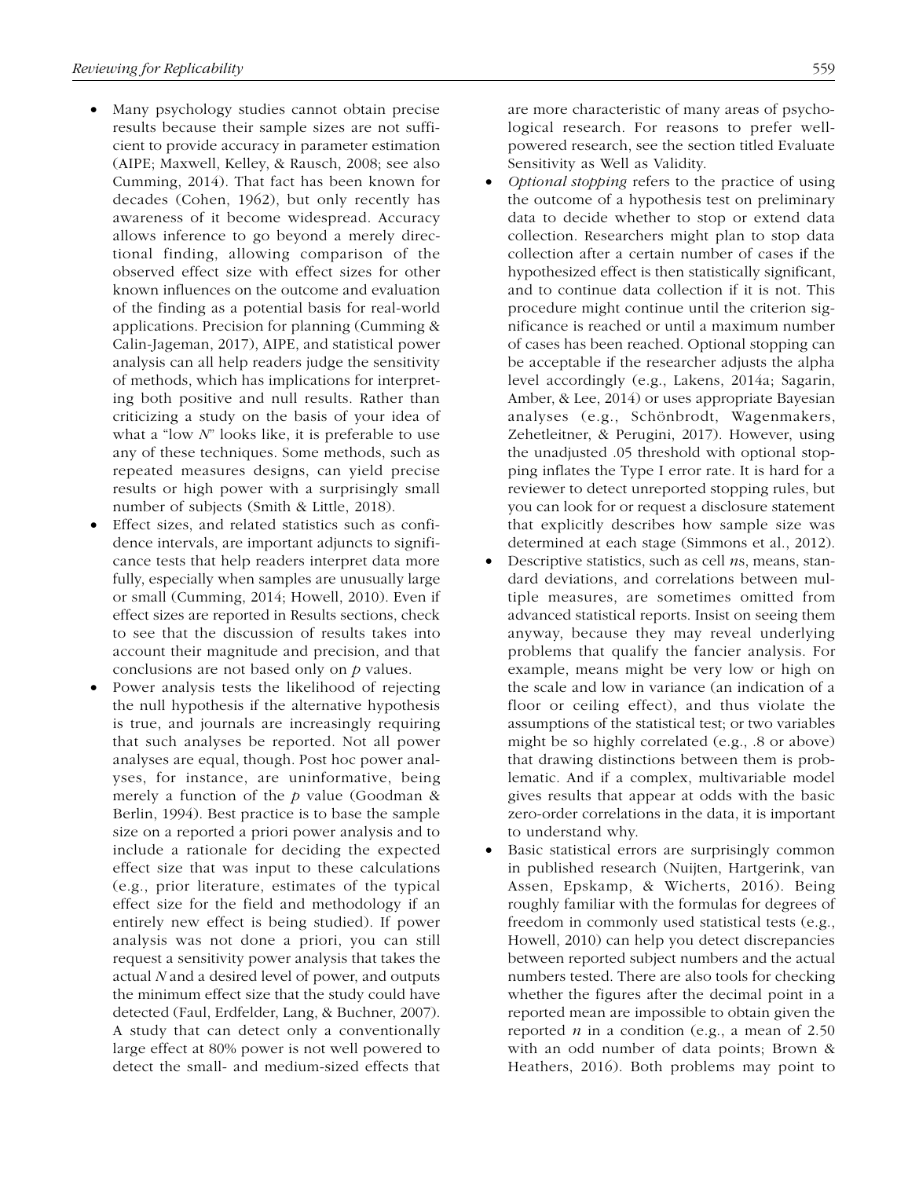- Many psychology studies cannot obtain precise results because their sample sizes are not sufficient to provide accuracy in parameter estimation (AIPE; Maxwell, Kelley, & Rausch, 2008; see also Cumming, 2014). That fact has been known for decades (Cohen, 1962), but only recently has awareness of it become widespread. Accuracy allows inference to go beyond a merely directional finding, allowing comparison of the observed effect size with effect sizes for other known influences on the outcome and evaluation of the finding as a potential basis for real-world applications. Precision for planning (Cumming & Calin-Jageman, 2017), AIPE, and statistical power analysis can all help readers judge the sensitivity of methods, which has implications for interpreting both positive and null results. Rather than criticizing a study on the basis of your idea of what a "low *N*" looks like, it is preferable to use any of these techniques. Some methods, such as repeated measures designs, can yield precise results or high power with a surprisingly small number of subjects (Smith & Little, 2018).
- Effect sizes, and related statistics such as confidence intervals, are important adjuncts to significance tests that help readers interpret data more fully, especially when samples are unusually large or small (Cumming, 2014; Howell, 2010). Even if effect sizes are reported in Results sections, check to see that the discussion of results takes into account their magnitude and precision, and that conclusions are not based only on *p* values.
- Power analysis tests the likelihood of rejecting the null hypothesis if the alternative hypothesis is true, and journals are increasingly requiring that such analyses be reported. Not all power analyses are equal, though. Post hoc power analyses, for instance, are uninformative, being merely a function of the *p* value (Goodman & Berlin, 1994). Best practice is to base the sample size on a reported a priori power analysis and to include a rationale for deciding the expected effect size that was input to these calculations (e.g., prior literature, estimates of the typical effect size for the field and methodology if an entirely new effect is being studied). If power analysis was not done a priori, you can still request a sensitivity power analysis that takes the actual *N* and a desired level of power, and outputs the minimum effect size that the study could have detected (Faul, Erdfelder, Lang, & Buchner, 2007). A study that can detect only a conventionally large effect at 80% power is not well powered to detect the small- and medium-sized effects that are more characteristic of many areas of psychological research. For reasons to prefer well-powered research, see the section titled Evaluate Sensitivity as Well as Validity.
- *Optional stopping* refers to the practice of using the outcome of a hypothesis test on preliminary data to decide whether to stop or extend data collection. Researchers might plan to stop data collection after a certain number of cases if the hypothesized effect is then statistically significant, and to continue data collection if it is not. This procedure might continue until the criterion significance is reached or until a maximum number of cases has been reached. Optional stopping can be acceptable if the researcher adjusts the alpha level accordingly (e.g., Lakens, 2014a; Sagarin, Amber, & Lee, 2014) or uses appropriate Bayesian analyses (e.g., Schönbrodt, Wagenmakers, Zehetleitner, & Perugini, 2017). However, using the unadjusted .05 threshold with optional stopping inflates the Type I error rate. It is hard for a reviewer to detect unreported stopping rules, but you can look for or request a disclosure statement that explicitly describes how sample size was determined at each stage (Simmons et al., 2012).
- Descriptive statistics, such as cell *n*s, means, standard deviations, and correlations between multiple measures, are sometimes omitted from advanced statistical reports. Insist on seeing them anyway, because they may reveal underlying problems that qualify the fancier analysis. For example, means might be very low or high on the scale and low in variance (an indication of a floor or ceiling effect), and thus violate the assumptions of the statistical test; or two variables might be so highly correlated (e.g., .8 or above) that drawing distinctions between them is problematic. And if a complex, multivariable model gives results that appear at odds with the basic zero-order correlations in the data, it is important to understand why.
- Basic statistical errors are surprisingly common in published research (Nuijten, Hartgerink, van Assen, Epskamp, & Wicherts, 2016). Being roughly familiar with the formulas for degrees of freedom in commonly used statistical tests (e.g., Howell, 2010) can help you detect discrepancies between reported subject numbers and the actual numbers tested. There are also tools for checking whether the figures after the decimal point in a reported mean are impossible to obtain given the reported *n* in a condition (e.g., a mean of 2.50 with an odd number of data points; Brown & Heathers, 2016). Both problems may point to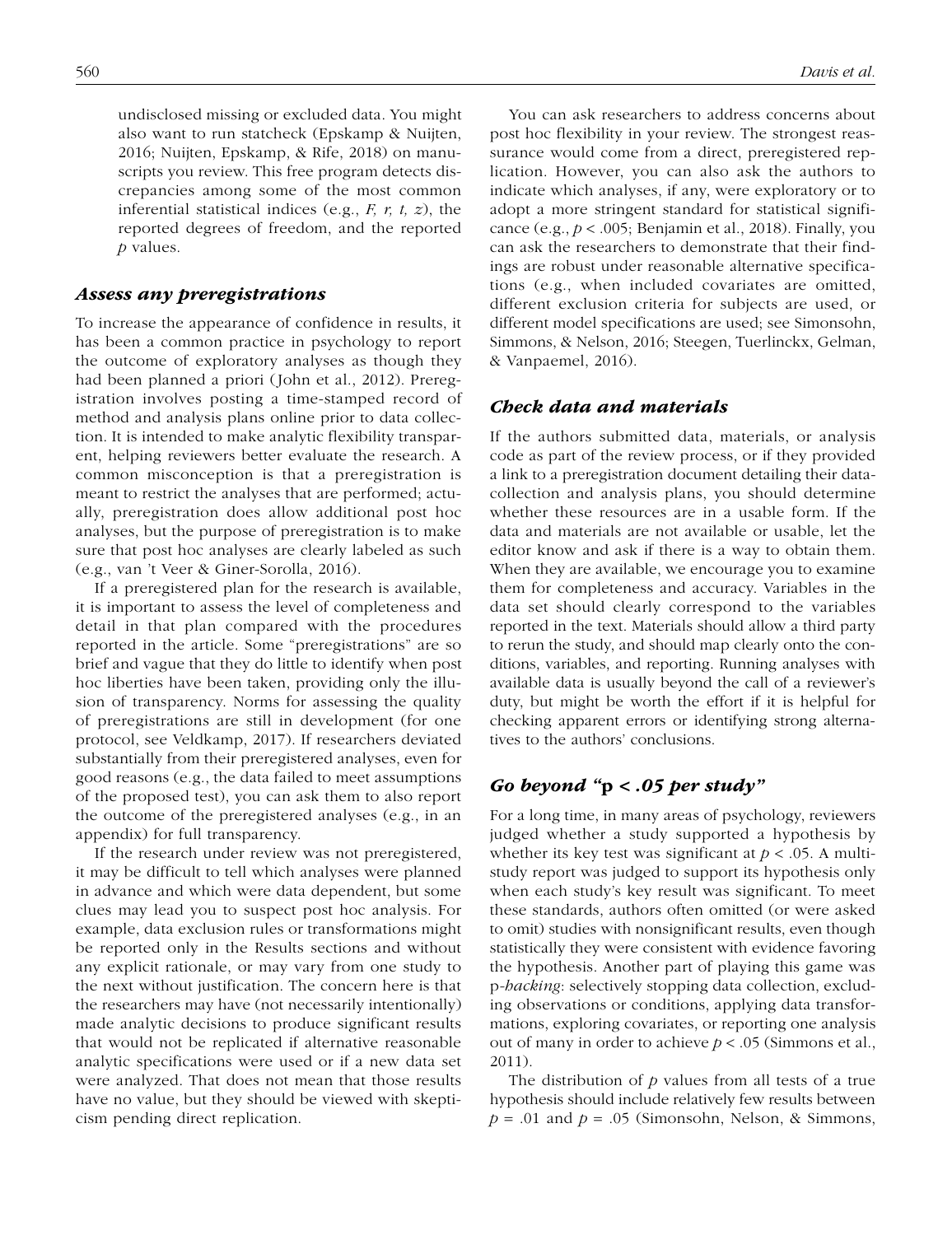undisclosed missing or excluded data. You might also want to run statcheck (Epskamp & Nuijten, 2016; Nuijten, Epskamp, & Rife, 2018) on manuscripts you review. This free program detects discrepancies among some of the most common inferential statistical indices (e.g., *F, r, t, z*), the reported degrees of freedom, and the reported *p* values.

### *Assess any preregistrations*

To increase the appearance of confidence in results, it has been a common practice in psychology to report the outcome of exploratory analyses as though they had been planned a priori (John et al., 2012). Preregistration involves posting a time-stamped record of method and analysis plans online prior to data collection. It is intended to make analytic flexibility transparent, helping reviewers better evaluate the research. A common misconception is that a preregistration is meant to restrict the analyses that are performed; actually, preregistration does allow additional post hoc analyses, but the purpose of preregistration is to make sure that post hoc analyses are clearly labeled as such (e.g., van 't Veer & Giner-Sorolla, 2016).

If a preregistered plan for the research is available, it is important to assess the level of completeness and detail in that plan compared with the procedures reported in the article. Some "preregistrations" are so brief and vague that they do little to identify when post hoc liberties have been taken, providing only the illusion of transparency. Norms for assessing the quality of preregistrations are still in development (for one protocol, see Veldkamp, 2017). If researchers deviated substantially from their preregistered analyses, even for good reasons (e.g., the data failed to meet assumptions of the proposed test), you can ask them to also report the outcome of the preregistered analyses (e.g., in an appendix) for full transparency.

If the research under review was not preregistered, it may be difficult to tell which analyses were planned in advance and which were data dependent, but some clues may lead you to suspect post hoc analysis. For example, data exclusion rules or transformations might be reported only in the Results sections and without any explicit rationale, or may vary from one study to the next without justification. The concern here is that the researchers may have (not necessarily intentionally) made analytic decisions to produce significant results that would not be replicated if alternative reasonable analytic specifications were used or if a new data set were analyzed. That does not mean that those results have no value, but they should be viewed with skepticism pending direct replication.

You can ask researchers to address concerns about post hoc flexibility in your review. The strongest reassurance would come from a direct, preregistered replication. However, you can also ask the authors to indicate which analyses, if any, were exploratory or to adopt a more stringent standard for statistical significance (e.g., $p < .005$; Benjamin et al., 2018). Finally, you can ask the researchers to demonstrate that their findings are robust under reasonable alternative specifications (e.g., when included covariates are omitted, different exclusion criteria for subjects are used, or different model specifications are used; see Simonsohn, Simmons, & Nelson, 2016; Steegen, Tuerlinckx, Gelman, & Vanpaemel, 2016).

### *Check data and materials*

If the authors submitted data, materials, or analysis code as part of the review process, or if they provided a link to a preregistration document detailing their data-collection and analysis plans, you should determine whether these resources are in a usable form. If the data and materials are not available or usable, let the editor know and ask if there is a way to obtain them. When they are available, we encourage you to examine them for completeness and accuracy. Variables in the data set should clearly correspond to the variables reported in the text. Materials should allow a third party to rerun the study, and should map clearly onto the conditions, variables, and reporting. Running analyses with available data is usually beyond the call of a reviewer's duty, but might be worth the effort if it is helpful for checking apparent errors or identifying strong alternatives to the authors' conclusions.

### *Go beyond "p < .05 per study"*

For a long time, in many areas of psychology, reviewers judged whether a study supported a hypothesis by whether its key test was significant at $p < .05$. A multistudy report was judged to support its hypothesis only when each study's key result was significant. To meet these standards, authors often omitted (or were asked to omit) studies with nonsignificant results, even though statistically they were consistent with evidence favoring the hypothesis. Another part of playing this game was *p-hacking*: selectively stopping data collection, excluding observations or conditions, applying data transformations, exploring covariates, or reporting one analysis out of many in order to achieve $p < .05$ (Simmons et al., 2011).

The distribution of *p* values from all tests of a true hypothesis should include relatively few results between $p = .01$ and $p = .05$ (Simonsohn, Nelson, & Simmons,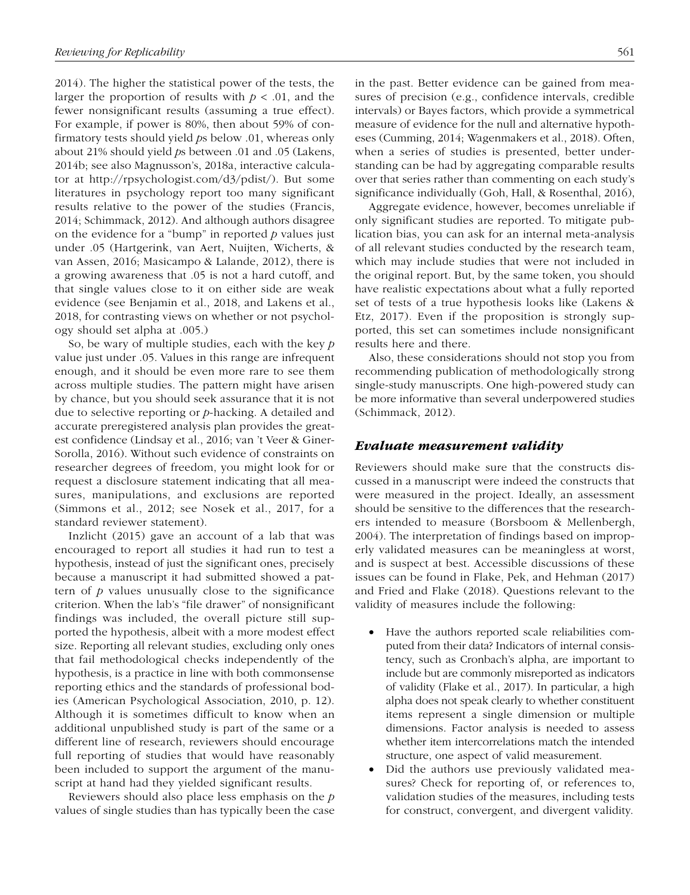2014). The higher the statistical power of the tests, the larger the proportion of results with $p < .01$, and the fewer nonsignificant results (assuming a true effect). For example, if power is 80%, then about 59% of confirmatory tests should yield *p*s below .01, whereas only about 21% should yield *p*s between .01 and .05 (Lakens, 2014b; see also Magnusson's, 2018a, interactive calculator at http://rpsychologist.com/d3/pdist/). But some literatures in psychology report too many significant results relative to the power of the studies (Francis, 2014; Schimmack, 2012). And although authors disagree on the evidence for a "bump" in reported *p* values just under .05 (Hartgerink, van Aert, Nuijten, Wicherts, & van Assen, 2016; Masicampo & Lalande, 2012), there is a growing awareness that .05 is not a hard cutoff, and that single values close to it on either side are weak evidence (see Benjamin et al., 2018, and Lakens et al., 2018, for contrasting views on whether or not psychology should set alpha at .005.)

So, be wary of multiple studies, each with the key *p* value just under .05. Values in this range are infrequent enough, and it should be even more rare to see them across multiple studies. The pattern might have arisen by chance, but you should seek assurance that it is not due to selective reporting or *p*-hacking. A detailed and accurate preregistered analysis plan provides the greatest confidence (Lindsay et al., 2016; van 't Veer & Giner-Sorolla, 2016). Without such evidence of constraints on researcher degrees of freedom, you might look for or request a disclosure statement indicating that all measures, manipulations, and exclusions are reported (Simmons et al., 2012; see Nosek et al., 2017, for a standard reviewer statement).

Inzlicht (2015) gave an account of a lab that was encouraged to report all studies it had run to test a hypothesis, instead of just the significant ones, precisely because a manuscript it had submitted showed a pattern of *p* values unusually close to the significance criterion. When the lab's "file drawer" of nonsignificant findings was included, the overall picture still supported the hypothesis, albeit with a more modest effect size. Reporting all relevant studies, excluding only ones that fail methodological checks independently of the hypothesis, is a practice in line with both commonsense reporting ethics and the standards of professional bodies (American Psychological Association, 2010, p. 12). Although it is sometimes difficult to know when an additional unpublished study is part of the same or a different line of research, reviewers should encourage full reporting of studies that would have reasonably been included to support the argument of the manuscript at hand had they yielded significant results.

Reviewers should also place less emphasis on the *p* values of single studies than has typically been the case in the past. Better evidence can be gained from measures of precision (e.g., confidence intervals, credible intervals) or Bayes factors, which provide a symmetrical measure of evidence for the null and alternative hypotheses (Cumming, 2014; Wagenmakers et al., 2018). Often, when a series of studies is presented, better understanding can be had by aggregating comparable results over that series rather than commenting on each study's significance individually (Goh, Hall, & Rosenthal, 2016),

Aggregate evidence, however, becomes unreliable if only significant studies are reported. To mitigate publication bias, you can ask for an internal meta-analysis of all relevant studies conducted by the research team, which may include studies that were not included in the original report. But, by the same token, you should have realistic expectations about what a fully reported set of tests of a true hypothesis looks like (Lakens & Etz, 2017). Even if the proposition is strongly supported, this set can sometimes include nonsignificant results here and there.

Also, these considerations should not stop you from recommending publication of methodologically strong single-study manuscripts. One high-powered study can be more informative than several underpowered studies (Schimmack, 2012).

### *Evaluate measurement validity*

Reviewers should make sure that the constructs discussed in a manuscript were indeed the constructs that were measured in the project. Ideally, an assessment should be sensitive to the differences that the researchers intended to measure (Borsboom & Mellenbergh, 2004). The interpretation of findings based on improperly validated measures can be meaningless at worst, and is suspect at best. Accessible discussions of these issues can be found in Flake, Pek, and Hehman (2017) and Fried and Flake (2018). Questions relevant to the validity of measures include the following:

- Have the authors reported scale reliabilities computed from their data? Indicators of internal consistency, such as Cronbach's alpha, are important to include but are commonly misreported as indicators of validity (Flake et al., 2017). In particular, a high alpha does not speak clearly to whether constituent items represent a single dimension or multiple dimensions. Factor analysis is needed to assess whether item intercorrelations match the intended structure, one aspect of valid measurement.
- Did the authors use previously validated measures? Check for reporting of, or references to, validation studies of the measures, including tests for construct, convergent, and divergent validity.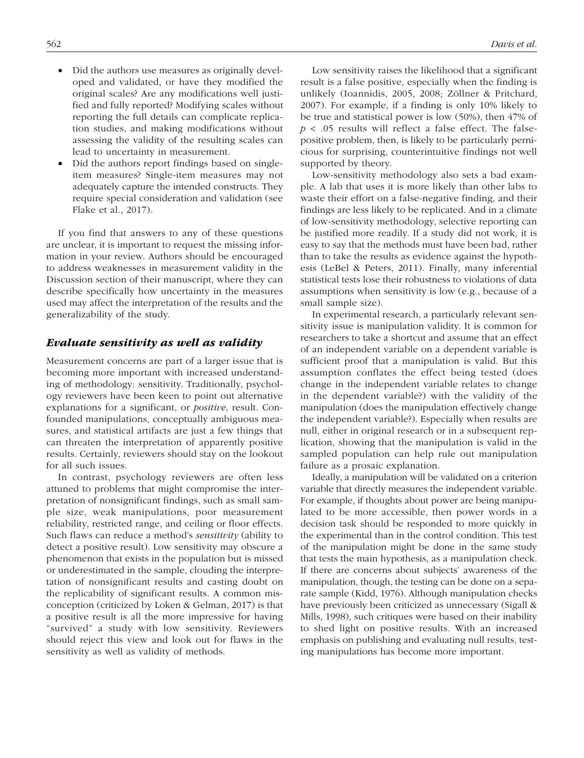- Did the authors use measures as originally developed and validated, or have they modified the original scales? Are any modifications well justified and fully reported? Modifying scales without reporting the full details can complicate replication studies, and making modifications without assessing the validity of the resulting scales can lead to uncertainty in measurement.
- Did the authors report findings based on single-item measures? Single-item measures may not adequately capture the intended constructs. They require special consideration and validation (see Flake et al., 2017).

If you find that answers to any of these questions are unclear, it is important to request the missing information in your review. Authors should be encouraged to address weaknesses in measurement validity in the Discussion section of their manuscript, where they can describe specifically how uncertainty in the measures used may affect the interpretation of the results and the generalizability of the study.

### *Evaluate sensitivity as well as validity*

Measurement concerns are part of a larger issue that is becoming more important with increased understanding of methodology: sensitivity. Traditionally, psychology reviewers have been keen to point out alternative explanations for a significant, or *positive*, result. Confounded manipulations, conceptually ambiguous measures, and statistical artifacts are just a few things that can threaten the interpretation of apparently positive results. Certainly, reviewers should stay on the lookout for all such issues.

In contrast, psychology reviewers are often less attuned to problems that might compromise the interpretation of nonsignificant findings, such as small sample size, weak manipulations, poor measurement reliability, restricted range, and ceiling or floor effects. Such flaws can reduce a method's *sensitivity* (ability to detect a positive result). Low sensitivity may obscure a phenomenon that exists in the population but is missed or underestimated in the sample, clouding the interpretation of nonsignificant results and casting doubt on the replicability of significant results. A common misconception (criticized by Loken & Gelman, 2017) is that a positive result is all the more impressive for having "survived" a study with low sensitivity. Reviewers should reject this view and look out for flaws in the sensitivity as well as validity of methods.

Low sensitivity raises the likelihood that a significant result is a false positive, especially when the finding is unlikely (Ioannidis, 2005, 2008; Zöllner & Pritchard, 2007). For example, if a finding is only 10% likely to be true and statistical power is low (50%), then 47% of $p < .05$ results will reflect a false effect. The false-positive problem, then, is likely to be particularly pernicious for surprising, counterintuitive findings not well supported by theory.

Low-sensitivity methodology also sets a bad example. A lab that uses it is more likely than other labs to waste their effort on a false-negative finding, and their findings are less likely to be replicated. And in a climate of low-sensitivity methodology, selective reporting can be justified more readily. If a study did not work, it is easy to say that the methods must have been bad, rather than to take the results as evidence against the hypothesis (LeBel & Peters, 2011). Finally, many inferential statistical tests lose their robustness to violations of data assumptions when sensitivity is low (e.g., because of a small sample size).

In experimental research, a particularly relevant sensitivity issue is manipulation validity. It is common for researchers to take a shortcut and assume that an effect of an independent variable on a dependent variable is sufficient proof that a manipulation is valid. But this assumption conflates the effect being tested (does change in the independent variable relate to change in the dependent variable?) with the validity of the manipulation (does the manipulation effectively change the independent variable?). Especially when results are null, either in original research or in a subsequent replication, showing that the manipulation is valid in the sampled population can help rule out manipulation failure as a prosaic explanation.

Ideally, a manipulation will be validated on a criterion variable that directly measures the independent variable. For example, if thoughts about power are being manipulated to be more accessible, then power words in a decision task should be responded to more quickly in the experimental than in the control condition. This test of the manipulation might be done in the same study that tests the main hypothesis, as a manipulation check. If there are concerns about subjects' awareness of the manipulation, though, the testing can be done on a separate sample (Kidd, 1976). Although manipulation checks have previously been criticized as unnecessary (Sigall & Mills, 1998), such critiques were based on their inability to shed light on positive results. With an increased emphasis on publishing and evaluating null results, testing manipulations has become more important.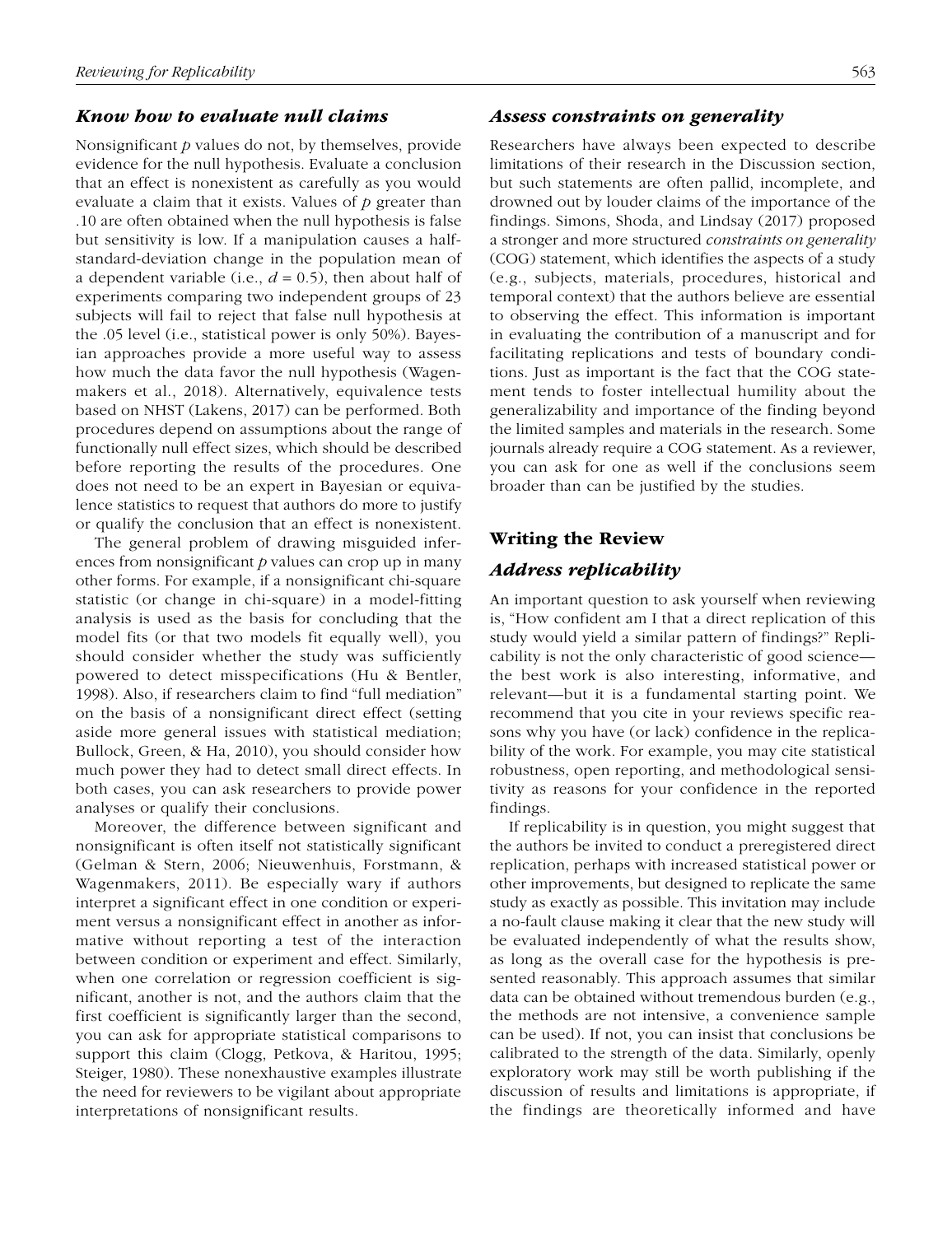### *Know how to evaluate null claims*

Nonsignificant *p* values do not, by themselves, provide evidence for the null hypothesis. Evaluate a conclusion that an effect is nonexistent as carefully as you would evaluate a claim that it exists. Values of *p* greater than .10 are often obtained when the null hypothesis is false but sensitivity is low. If a manipulation causes a half-standard-deviation change in the population mean of a dependent variable (i.e., $d = 0.5$), then about half of experiments comparing two independent groups of 23 subjects will fail to reject that false null hypothesis at the .05 level (i.e., statistical power is only 50%). Bayesian approaches provide a more useful way to assess how much the data favor the null hypothesis (Wagenmakers et al., 2018). Alternatively, equivalence tests based on NHST (Lakens, 2017) can be performed. Both procedures depend on assumptions about the range of functionally null effect sizes, which should be described before reporting the results of the procedures. One does not need to be an expert in Bayesian or equivalence statistics to request that authors do more to justify or qualify the conclusion that an effect is nonexistent.

The general problem of drawing misguided inferences from nonsignificant *p* values can crop up in many other forms. For example, if a nonsignificant chi-square statistic (or change in chi-square) in a model-fitting analysis is used as the basis for concluding that the model fits (or that two models fit equally well), you should consider whether the study was sufficiently powered to detect misspecifications (Hu & Bentler, 1998). Also, if researchers claim to find "full mediation" on the basis of a nonsignificant direct effect (setting aside more general issues with statistical mediation; Bullock, Green, & Ha, 2010), you should consider how much power they had to detect small direct effects. In both cases, you can ask researchers to provide power analyses or qualify their conclusions.

Moreover, the difference between significant and nonsignificant is often itself not statistically significant (Gelman & Stern, 2006; Nieuwenhuis, Forstmann, & Wagenmakers, 2011). Be especially wary if authors interpret a significant effect in one condition or experiment versus a nonsignificant effect in another as informative without reporting a test of the interaction between condition or experiment and effect. Similarly, when one correlation or regression coefficient is significant, another is not, and the authors claim that the first coefficient is significantly larger than the second, you can ask for appropriate statistical comparisons to support this claim (Clogg, Petkova, & Haritou, 1995; Steiger, 1980). These nonexhaustive examples illustrate the need for reviewers to be vigilant about appropriate interpretations of nonsignificant results.

### *Assess constraints on generality*

Researchers have always been expected to describe limitations of their research in the Discussion section, but such statements are often pallid, incomplete, and drowned out by louder claims of the importance of the findings. Simons, Shoda, and Lindsay (2017) proposed a stronger and more structured *constraints on generality* (COG) statement, which identifies the aspects of a study (e.g., subjects, materials, procedures, historical and temporal context) that the authors believe are essential to observing the effect. This information is important in evaluating the contribution of a manuscript and for facilitating replications and tests of boundary conditions. Just as important is the fact that the COG statement tends to foster intellectual humility about the generalizability and importance of the finding beyond the limited samples and materials in the research. Some journals already require a COG statement. As a reviewer, you can ask for one as well if the conclusions seem broader than can be justified by the studies.

## Writing the Review

### *Address replicability*

An important question to ask yourself when reviewing is, "How confident am I that a direct replication of this study would yield a similar pattern of findings?" Replicability is not the only characteristic of good science—the best work is also interesting, informative, and relevant—but it is a fundamental starting point. We recommend that you cite in your reviews specific reasons why you have (or lack) confidence in the replicability of the work. For example, you may cite statistical robustness, open reporting, and methodological sensitivity as reasons for your confidence in the reported findings.

If replicability is in question, you might suggest that the authors be invited to conduct a preregistered direct replication, perhaps with increased statistical power or other improvements, but designed to replicate the same study as exactly as possible. This invitation may include a no-fault clause making it clear that the new study will be evaluated independently of what the results show, as long as the overall case for the hypothesis is presented reasonably. This approach assumes that similar data can be obtained without tremendous burden (e.g., the methods are not intensive, a convenience sample can be used). If not, you can insist that conclusions be calibrated to the strength of the data. Similarly, openly exploratory work may still be worth publishing if the discussion of results and limitations is appropriate, if the findings are theoretically informed and have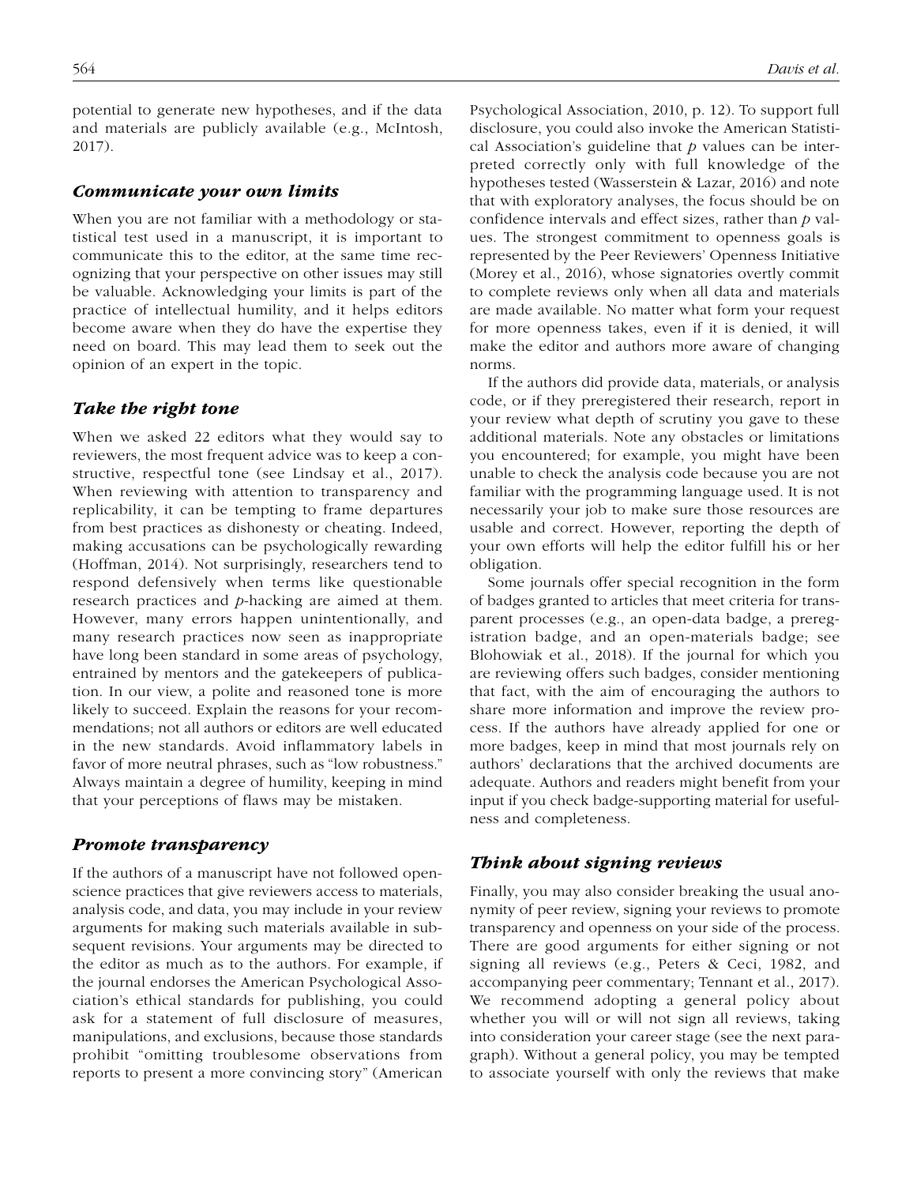potential to generate new hypotheses, and if the data and materials are publicly available (e.g., McIntosh, 2017).

### *Communicate your own limits*

When you are not familiar with a methodology or statistical test used in a manuscript, it is important to communicate this to the editor, at the same time recognizing that your perspective on other issues may still be valuable. Acknowledging your limits is part of the practice of intellectual humility, and it helps editors become aware when they do have the expertise they need on board. This may lead them to seek out the opinion of an expert in the topic.

### *Take the right tone*

When we asked 22 editors what they would say to reviewers, the most frequent advice was to keep a constructive, respectful tone (see Lindsay et al., 2017). When reviewing with attention to transparency and replicability, it can be tempting to frame departures from best practices as dishonesty or cheating. Indeed, making accusations can be psychologically rewarding (Hoffman, 2014). Not surprisingly, researchers tend to respond defensively when terms like questionable research practices and *p*-hacking are aimed at them. However, many errors happen unintentionally, and many research practices now seen as inappropriate have long been standard in some areas of psychology, entrained by mentors and the gatekeepers of publication. In our view, a polite and reasoned tone is more likely to succeed. Explain the reasons for your recommendations; not all authors or editors are well educated in the new standards. Avoid inflammatory labels in favor of more neutral phrases, such as "low robustness." Always maintain a degree of humility, keeping in mind that your perceptions of flaws may be mistaken.

### *Promote transparency*

If the authors of a manuscript have not followed open-science practices that give reviewers access to materials, analysis code, and data, you may include in your review arguments for making such materials available in subsequent revisions. Your arguments may be directed to the editor as much as to the authors. For example, if the journal endorses the American Psychological Association's ethical standards for publishing, you could ask for a statement of full disclosure of measures, manipulations, and exclusions, because those standards prohibit "omitting troublesome observations from reports to present a more convincing story" (American Psychological Association, 2010, p. 12). To support full disclosure, you could also invoke the American Statistical Association's guideline that *p* values can be interpreted correctly only with full knowledge of the hypotheses tested (Wasserstein & Lazar, 2016) and note that with exploratory analyses, the focus should be on confidence intervals and effect sizes, rather than *p* values. The strongest commitment to openness goals is represented by the Peer Reviewers' Openness Initiative (Morey et al., 2016), whose signatories overtly commit to complete reviews only when all data and materials are made available. No matter what form your request for more openness takes, even if it is denied, it will make the editor and authors more aware of changing norms.

If the authors did provide data, materials, or analysis code, or if they preregistered their research, report in your review what depth of scrutiny you gave to these additional materials. Note any obstacles or limitations you encountered; for example, you might have been unable to check the analysis code because you are not familiar with the programming language used. It is not necessarily your job to make sure those resources are usable and correct. However, reporting the depth of your own efforts will help the editor fulfill his or her obligation.

Some journals offer special recognition in the form of badges granted to articles that meet criteria for transparent processes (e.g., an open-data badge, a preregistration badge, and an open-materials badge; see Blohowiak et al., 2018). If the journal for which you are reviewing offers such badges, consider mentioning that fact, with the aim of encouraging the authors to share more information and improve the review process. If the authors have already applied for one or more badges, keep in mind that most journals rely on authors' declarations that the archived documents are adequate. Authors and readers might benefit from your input if you check badge-supporting material for usefulness and completeness.

### *Think about signing reviews*

Finally, you may also consider breaking the usual anonymity of peer review, signing your reviews to promote transparency and openness on your side of the process. There are good arguments for either signing or not signing all reviews (e.g., Peters & Ceci, 1982, and accompanying peer commentary; Tennant et al., 2017). We recommend adopting a general policy about whether you will or will not sign all reviews, taking into consideration your career stage (see the next paragraph). Without a general policy, you may be tempted to associate yourself with only the reviews that make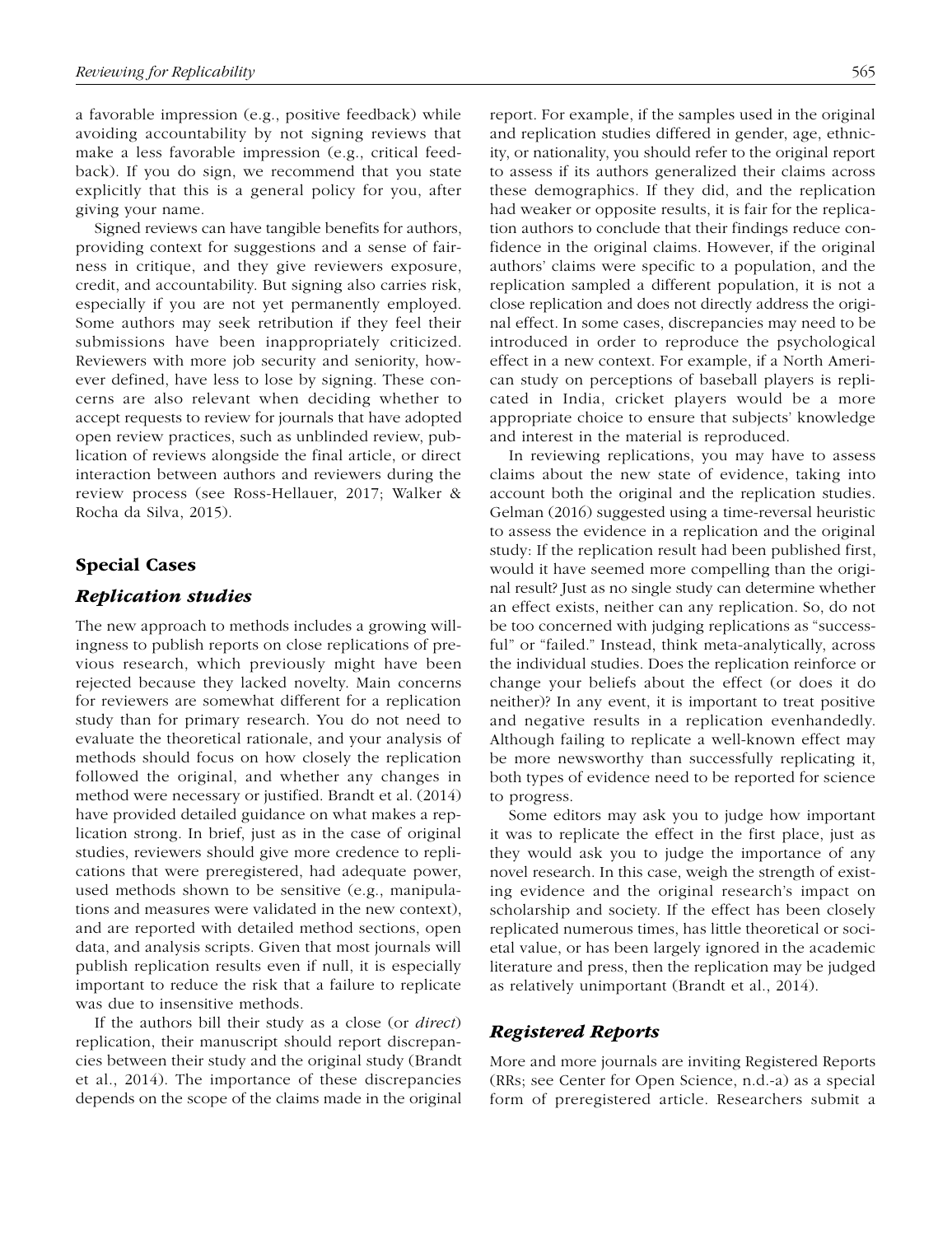a favorable impression (e.g., positive feedback) while avoiding accountability by not signing reviews that make a less favorable impression (e.g., critical feedback). If you do sign, we recommend that you state explicitly that this is a general policy for you, after giving your name.

Signed reviews can have tangible benefits for authors, providing context for suggestions and a sense of fairness in critique, and they give reviewers exposure, credit, and accountability. But signing also carries risk, especially if you are not yet permanently employed. Some authors may seek retribution if they feel their submissions have been inappropriately criticized. Reviewers with more job security and seniority, however defined, have less to lose by signing. These concerns are also relevant when deciding whether to accept requests to review for journals that have adopted open review practices, such as unblinded review, publication of reviews alongside the final article, or direct interaction between authors and reviewers during the review process (see Ross-Hellauer, 2017; Walker & Rocha da Silva, 2015).

## Special Cases

### *Replication studies*

The new approach to methods includes a growing willingness to publish reports on close replications of previous research, which previously might have been rejected because they lacked novelty. Main concerns for reviewers are somewhat different for a replication study than for primary research. You do not need to evaluate the theoretical rationale, and your analysis of methods should focus on how closely the replication followed the original, and whether any changes in method were necessary or justified. Brandt et al. (2014) have provided detailed guidance on what makes a replication strong. In brief, just as in the case of original studies, reviewers should give more credence to replications that were preregistered, had adequate power, used methods shown to be sensitive (e.g., manipulations and measures were validated in the new context), and are reported with detailed method sections, open data, and analysis scripts. Given that most journals will publish replication results even if null, it is especially important to reduce the risk that a failure to replicate was due to insensitive methods.

If the authors bill their study as a close (or *direct*) replication, their manuscript should report discrepancies between their study and the original study (Brandt et al., 2014). The importance of these discrepancies depends on the scope of the claims made in the original report. For example, if the samples used in the original and replication studies differed in gender, age, ethnicity, or nationality, you should refer to the original report to assess if its authors generalized their claims across these demographics. If they did, and the replication had weaker or opposite results, it is fair for the replication authors to conclude that their findings reduce confidence in the original claims. However, if the original authors' claims were specific to a population, and the replication sampled a different population, it is not a close replication and does not directly address the original effect. In some cases, discrepancies may need to be introduced in order to reproduce the psychological effect in a new context. For example, if a North American study on perceptions of baseball players is replicated in India, cricket players would be a more appropriate choice to ensure that subjects' knowledge and interest in the material is reproduced.

In reviewing replications, you may have to assess claims about the new state of evidence, taking into account both the original and the replication studies. Gelman (2016) suggested using a time-reversal heuristic to assess the evidence in a replication and the original study: If the replication result had been published first, would it have seemed more compelling than the original result? Just as no single study can determine whether an effect exists, neither can any replication. So, do not be too concerned with judging replications as "successful" or "failed." Instead, think meta-analytically, across the individual studies. Does the replication reinforce or change your beliefs about the effect (or does it do neither)? In any event, it is important to treat positive and negative results in a replication evenhandedly. Although failing to replicate a well-known effect may be more newsworthy than successfully replicating it, both types of evidence need to be reported for science to progress.

Some editors may ask you to judge how important it was to replicate the effect in the first place, just as they would ask you to judge the importance of any novel research. In this case, weigh the strength of existing evidence and the original research's impact on scholarship and society. If the effect has been closely replicated numerous times, has little theoretical or societal value, or has been largely ignored in the academic literature and press, then the replication may be judged as relatively unimportant (Brandt et al., 2014).

### *Registered Reports*

More and more journals are inviting Registered Reports (RRs; see Center for Open Science, n.d.-a) as a special form of preregistered article. Researchers submit a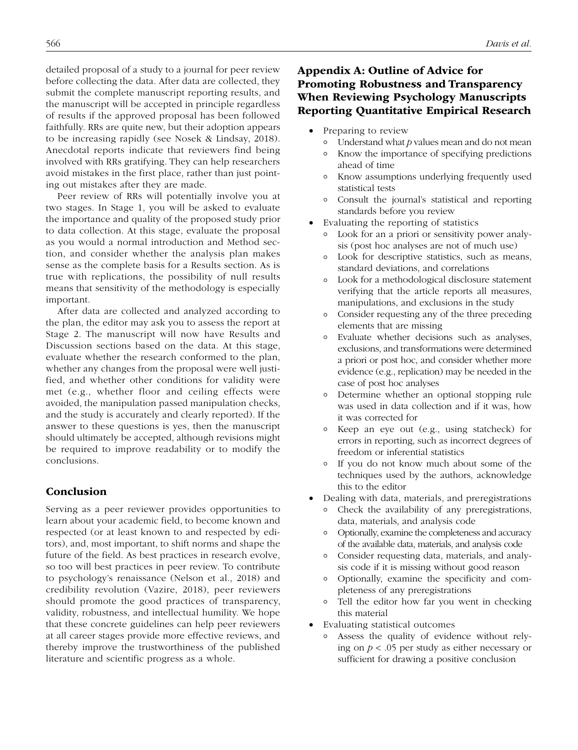detailed proposal of a study to a journal for peer review before collecting the data. After data are collected, they submit the complete manuscript reporting results, and the manuscript will be accepted in principle regardless of results if the approved proposal has been followed faithfully. RRs are quite new, but their adoption appears to be increasing rapidly (see Nosek & Lindsay, 2018). Anecdotal reports indicate that reviewers find being involved with RRs gratifying. They can help researchers avoid mistakes in the first place, rather than just pointing out mistakes after they are made.

Peer review of RRs will potentially involve you at two stages. In Stage 1, you will be asked to evaluate the importance and quality of the proposed study prior to data collection. At this stage, evaluate the proposal as you would a normal introduction and Method section, and consider whether the analysis plan makes sense as the complete basis for a Results section. As is true with replications, the possibility of null results means that sensitivity of the methodology is especially important.

After data are collected and analyzed according to the plan, the editor may ask you to assess the report at Stage 2. The manuscript will now have Results and Discussion sections based on the data. At this stage, evaluate whether the research conformed to the plan, whether any changes from the proposal were well justified, and whether other conditions for validity were met (e.g., whether floor and ceiling effects were avoided, the manipulation passed manipulation checks, and the study is accurately and clearly reported). If the answer to these questions is yes, then the manuscript should ultimately be accepted, although revisions might be required to improve readability or to modify the conclusions.

## Conclusion

Serving as a peer reviewer provides opportunities to learn about your academic field, to become known and respected (or at least known to and respected by editors), and, most important, to shift norms and shape the future of the field. As best practices in research evolve, so too will best practices in peer review. To contribute to psychology's renaissance (Nelson et al., 2018) and credibility revolution (Vazire, 2018), peer reviewers should promote the good practices of transparency, validity, robustness, and intellectual humility. We hope that these concrete guidelines can help peer reviewers at all career stages provide more effective reviews, and thereby improve the trustworthiness of the published literature and scientific progress as a whole.

## Appendix A: Outline of Advice for Promoting Robustness and Transparency When Reviewing Psychology Manuscripts Reporting Quantitative Empirical Research

- Preparing to review
  - Understand what $p$ values mean and do not mean
  - Know the importance of specifying predictions ahead of time
  - Know assumptions underlying frequently used statistical tests
  - Consult the journal's statistical and reporting standards before you review
- Evaluating the reporting of statistics
  - Look for an a priori or sensitivity power analysis (post hoc analyses are not of much use)
  - Look for descriptive statistics, such as means, standard deviations, and correlations
  - Look for a methodological disclosure statement verifying that the article reports all measures, manipulations, and exclusions in the study
  - Consider requesting any of the three preceding elements that are missing
  - Evaluate whether decisions such as analyses, exclusions, and transformations were determined a priori or post hoc, and consider whether more evidence (e.g., replication) may be needed in the case of post hoc analyses
  - Determine whether an optional stopping rule was used in data collection and if it was, how it was corrected for
  - Keep an eye out (e.g., using statcheck) for errors in reporting, such as incorrect degrees of freedom or inferential statistics
  - If you do not know much about some of the techniques used by the authors, acknowledge this to the editor
- Dealing with data, materials, and preregistrations
  - Check the availability of any preregistrations, data, materials, and analysis code
  - Optionally, examine the completeness and accuracy of the available data, materials, and analysis code
  - Consider requesting data, materials, and analysis code if it is missing without good reason
  - Optionally, examine the specificity and completeness of any preregistrations
  - Tell the editor how far you went in checking this material
- Evaluating statistical outcomes
  - Assess the quality of evidence without relying on $p < .05$ per study as either necessary or sufficient for drawing a positive conclusion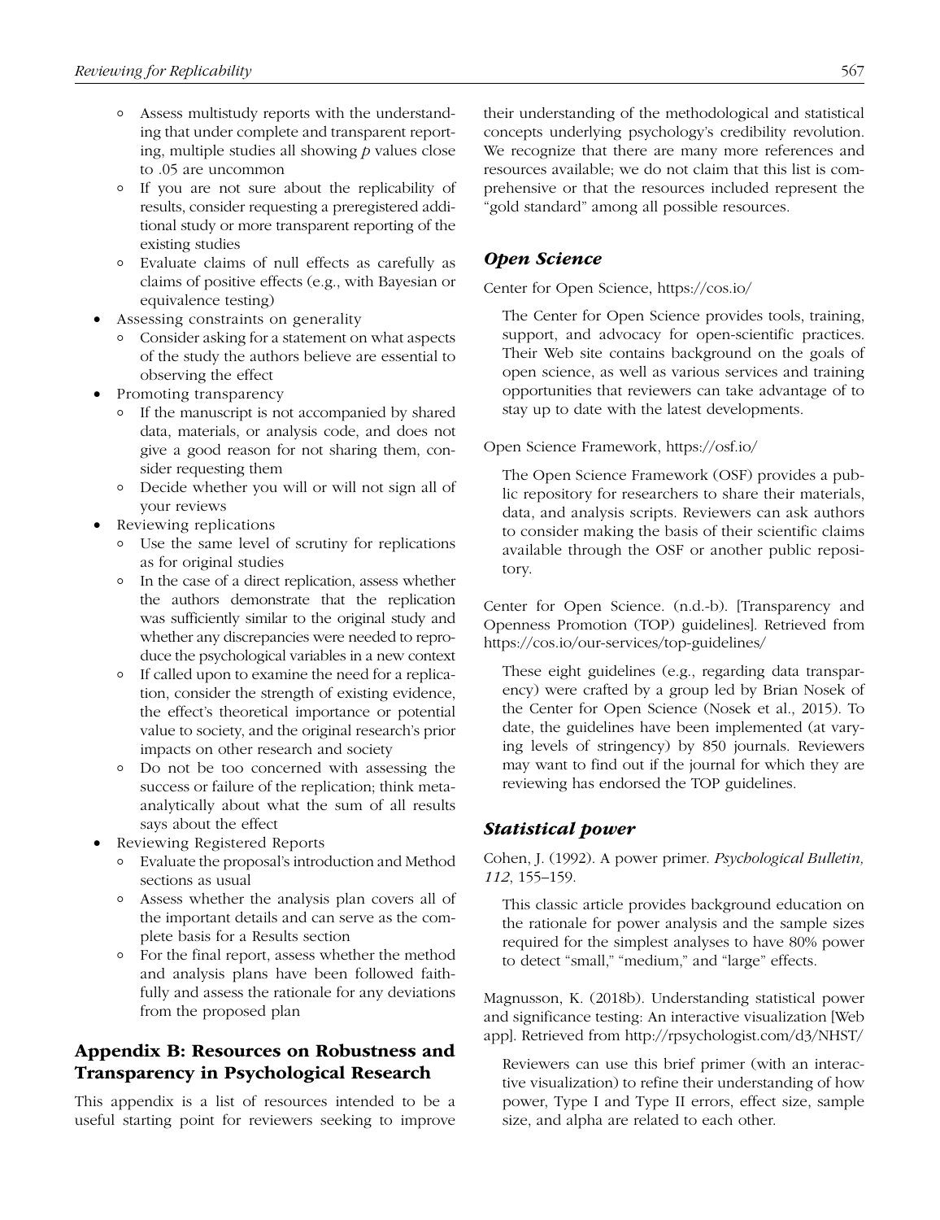- Assess multistudy reports with the understanding that under complete and transparent reporting, multiple studies all showing *p* values close to .05 are uncommon
   - If you are not sure about the replicability of results, consider requesting a preregistered additional study or more transparent reporting of the existing studies
   - Evaluate claims of null effects as carefully as claims of positive effects (e.g., with Bayesian or equivalence testing)
- Assessing constraints on generality
   - Consider asking for a statement on what aspects of the study the authors believe are essential to observing the effect
- Promoting transparency
   - If the manuscript is not accompanied by shared data, materials, or analysis code, and does not give a good reason for not sharing them, consider requesting them
   - Decide whether you will or will not sign all of your reviews
- Reviewing replications
   - Use the same level of scrutiny for replications as for original studies
   - In the case of a direct replication, assess whether the authors demonstrate that the replication was sufficiently similar to the original study and whether any discrepancies were needed to reproduce the psychological variables in a new context
   - If called upon to examine the need for a replication, consider the strength of existing evidence, the effect's theoretical importance or potential value to society, and the original research's prior impacts on other research and society
   - Do not be too concerned with assessing the success or failure of the replication; think meta-analytically about what the sum of all results says about the effect
- Reviewing Registered Reports
   - Evaluate the proposal's introduction and Method sections as usual
   - Assess whether the analysis plan covers all of the important details and can serve as the complete basis for a Results section
   - For the final report, assess whether the method and analysis plans have been followed faithfully and assess the rationale for any deviations from the proposed plan

## Appendix B: Resources on Robustness and Transparency in Psychological Research

This appendix is a list of resources intended to be a useful starting point for reviewers seeking to improve their understanding of the methodological and statistical concepts underlying psychology's credibility revolution. We recognize that there are many more references and resources available; we do not claim that this list is comprehensive or that the resources included represent the "gold standard" among all possible resources.

### *Open Science*

Center for Open Science, https://cos.io/

> The Center for Open Science provides tools, training, support, and advocacy for open-scientific practices. Their Web site contains background on the goals of open science, as well as various services and training opportunities that reviewers can take advantage of to stay up to date with the latest developments.

Open Science Framework, https://osf.io/

> The Open Science Framework (OSF) provides a public repository for researchers to share their materials, data, and analysis scripts. Reviewers can ask authors to consider making the basis of their scientific claims available through the OSF or another public repository.

Center for Open Science. (n.d.-b). [Transparency and Openness Promotion (TOP) guidelines]. Retrieved from https://cos.io/our-services/top-guidelines/

> These eight guidelines (e.g., regarding data transparency) were crafted by a group led by Brian Nosek of the Center for Open Science (Nosek et al., 2015). To date, the guidelines have been implemented (at varying levels of stringency) by 850 journals. Reviewers may want to find out if the journal for which they are reviewing has endorsed the TOP guidelines.

### *Statistical power*

Cohen, J. (1992). A power primer. *Psychological Bulletin, 112*, 155–159.

> This classic article provides background education on the rationale for power analysis and the sample sizes required for the simplest analyses to have 80% power to detect "small," "medium," and "large" effects.

Magnusson, K. (2018b). Understanding statistical power and significance testing: An interactive visualization [Web app]. Retrieved from http://rpsychologist.com/d3/NHST/

> Reviewers can use this brief primer (with an interactive visualization) to refine their understanding of how power, Type I and Type II errors, effect size, sample size, and alpha are related to each other.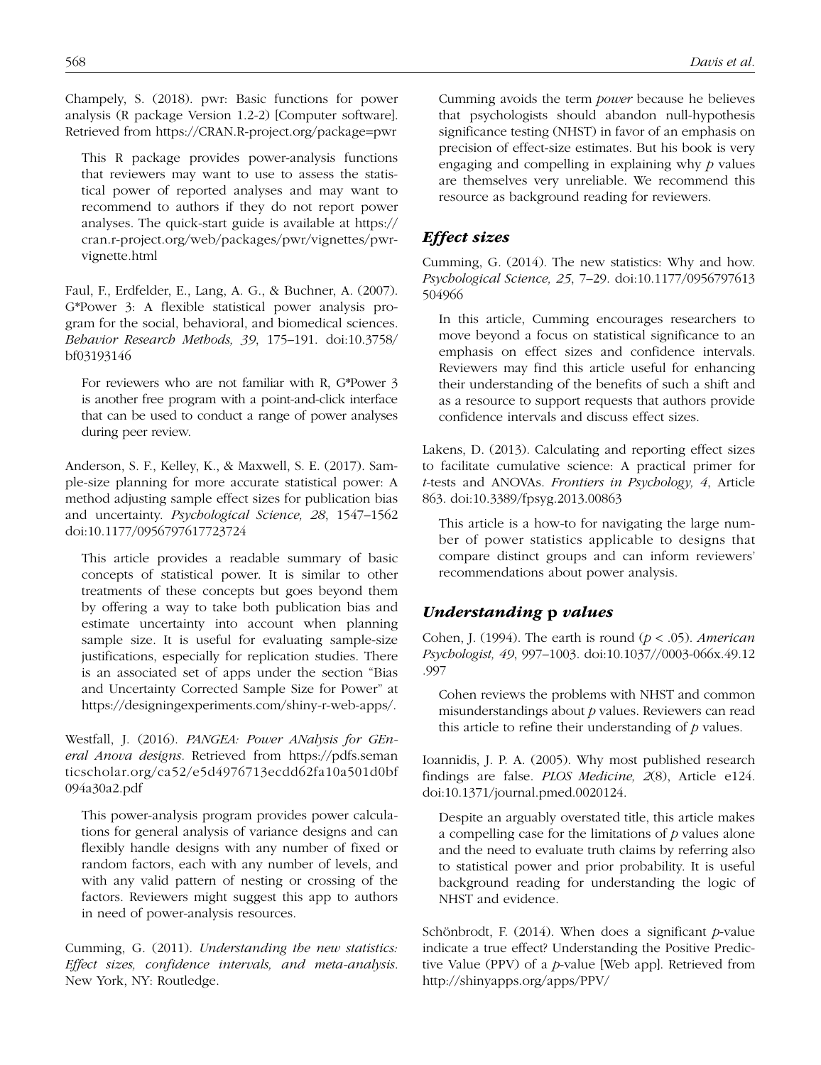Champely, S. (2018). pwr: Basic functions for power analysis (R package Version 1.2-2) [Computer software]. Retrieved from https://CRAN.R-project.org/package=pwr

> This R package provides power-analysis functions that reviewers may want to use to assess the statistical power of reported analyses and may want to recommend to authors if they do not report power analyses. The quick-start guide is available at https://cran.r-project.org/web/packages/pwr/vignettes/pwr-vignette.html

Faul, F., Erdfelder, E., Lang, A. G., & Buchner, A. (2007). G*Power 3: A flexible statistical power analysis program for the social, behavioral, and biomedical sciences. *Behavior Research Methods, 39*, 175–191. doi:10.3758/bf03193146

> For reviewers who are not familiar with R, G*Power 3 is another free program with a point-and-click interface that can be used to conduct a range of power analyses during peer review.

Anderson, S. F., Kelley, K., & Maxwell, S. E. (2017). Sample-size planning for more accurate statistical power: A method adjusting sample effect sizes for publication bias and uncertainty. *Psychological Science, 28*, 1547–1562 doi:10.1177/0956797617723724

> This article provides a readable summary of basic concepts of statistical power. It is similar to other treatments of these concepts but goes beyond them by offering a way to take both publication bias and estimate uncertainty into account when planning sample size. It is useful for evaluating sample-size justifications, especially for replication studies. There is an associated set of apps under the section "Bias and Uncertainty Corrected Sample Size for Power" at https://designingexperiments.com/shiny-r-web-apps/.

Westfall, J. (2016). *PANGEA: Power ANalysis for GEneral Anova designs.* Retrieved from https://pdfs.semanticscholar.org/ca52/e5d4976713ecdd62fa10a501d0bf094a30a2.pdf

> This power-analysis program provides power calculations for general analysis of variance designs and can flexibly handle designs with any number of fixed or random factors, each with any number of levels, and with any valid pattern of nesting or crossing of the factors. Reviewers might suggest this app to authors in need of power-analysis resources.

Cumming, G. (2011). *Understanding the new statistics: Effect sizes, confidence intervals, and meta-analysis.* New York, NY: Routledge.

> Cumming avoids the term *power* because he believes that psychologists should abandon null-hypothesis significance testing (NHST) in favor of an emphasis on precision of effect-size estimates. But his book is very engaging and compelling in explaining why *p* values are themselves very unreliable. We recommend this resource as background reading for reviewers.

### *Effect sizes*

Cumming, G. (2014). The new statistics: Why and how. *Psychological Science, 25*, 7–29. doi:10.1177/0956797613504966

> In this article, Cumming encourages researchers to move beyond a focus on statistical significance to an emphasis on effect sizes and confidence intervals. Reviewers may find this article useful for enhancing their understanding of the benefits of such a shift and as a resource to support requests that authors provide confidence intervals and discuss effect sizes.

Lakens, D. (2013). Calculating and reporting effect sizes to facilitate cumulative science: A practical primer for *t*-tests and ANOVAs. *Frontiers in Psychology, 4*, Article 863. doi:10.3389/fpsyg.2013.00863

> This article is a how-to for navigating the large number of power statistics applicable to designs that compare distinct groups and can inform reviewers' recommendations about power analysis.

### *Understanding* p *values*

Cohen, J. (1994). The earth is round ($p < .05$). *American Psychologist, 49*, 997–1003. doi:10.1037//0003-066x.49.12.997

> Cohen reviews the problems with NHST and common misunderstandings about *p* values. Reviewers can read this article to refine their understanding of *p* values.

Ioannidis, J. P. A. (2005). Why most published research findings are false. *PLOS Medicine, 2*(8), Article e124. doi:10.1371/journal.pmed.0020124.

> Despite an arguably overstated title, this article makes a compelling case for the limitations of *p* values alone and the need to evaluate truth claims by referring also to statistical power and prior probability. It is useful background reading for understanding the logic of NHST and evidence.

Schönbrodt, F. (2014). When does a significant *p*-value indicate a true effect? Understanding the Positive Predictive Value (PPV) of a *p*-value [Web app]. Retrieved from http://shinyapps.org/apps/PPV/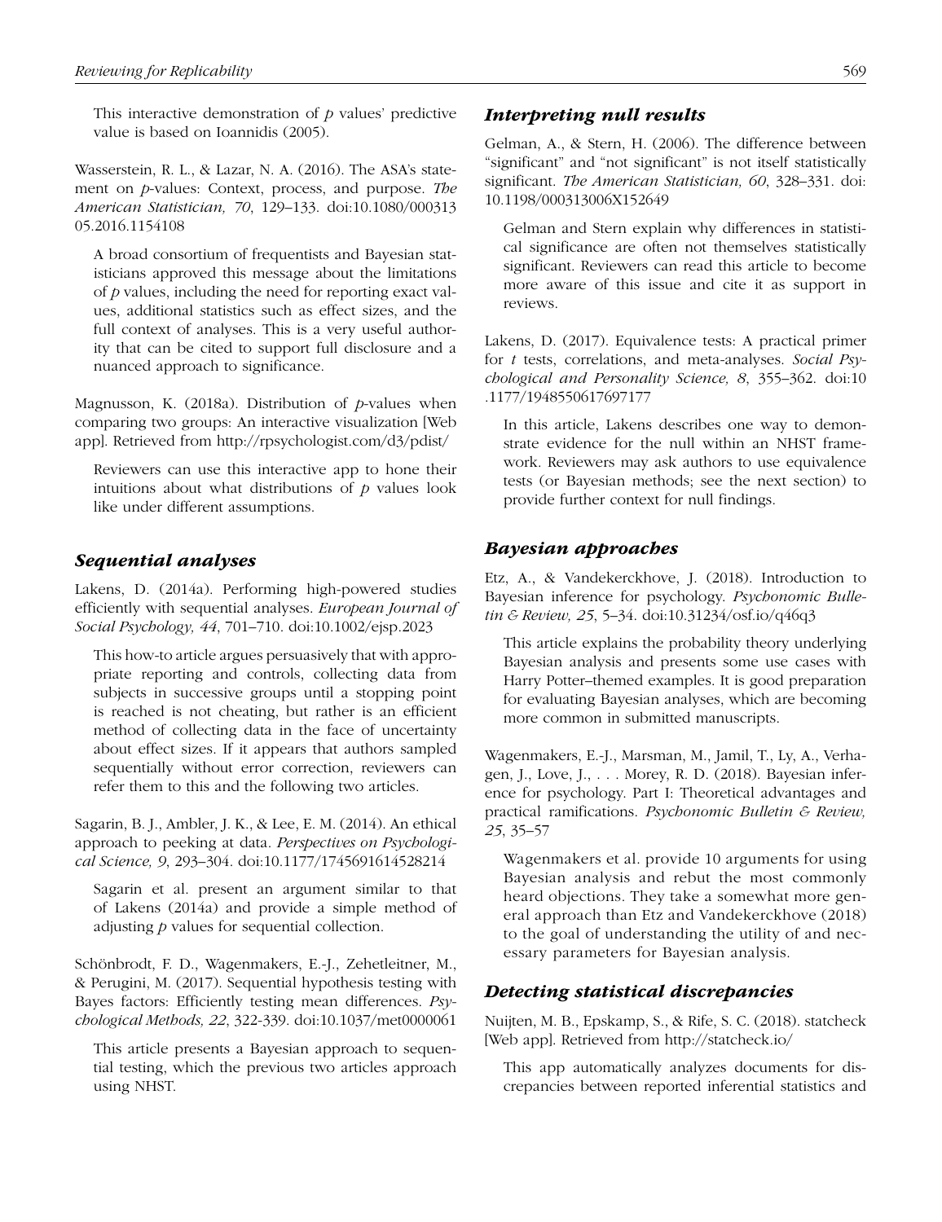This interactive demonstration of *p* values' predictive value is based on Ioannidis (2005).

Wasserstein, R. L., & Lazar, N. A. (2016). The ASA's statement on *p*-values: Context, process, and purpose. *The American Statistician, 70*, 129–133. doi:10.1080/00031305.2016.1154108

A broad consortium of frequentists and Bayesian statisticians approved this message about the limitations of *p* values, including the need for reporting exact values, additional statistics such as effect sizes, and the full context of analyses. This is a very useful authority that can be cited to support full disclosure and a nuanced approach to significance.

Magnusson, K. (2018a). Distribution of *p*-values when comparing two groups: An interactive visualization [Web app]. Retrieved from http://rpsychologist.com/d3/pdist/

Reviewers can use this interactive app to hone their intuitions about what distributions of *p* values look like under different assumptions.

### *Sequential analyses*

Lakens, D. (2014a). Performing high-powered studies efficiently with sequential analyses. *European Journal of Social Psychology, 44*, 701–710. doi:10.1002/ejsp.2023

This how-to article argues persuasively that with appropriate reporting and controls, collecting data from subjects in successive groups until a stopping point is reached is not cheating, but rather is an efficient method of collecting data in the face of uncertainty about effect sizes. If it appears that authors sampled sequentially without error correction, reviewers can refer them to this and the following two articles.

Sagarin, B. J., Ambler, J. K., & Lee, E. M. (2014). An ethical approach to peeking at data. *Perspectives on Psychological Science, 9*, 293–304. doi:10.1177/1745691614528214

Sagarin et al. present an argument similar to that of Lakens (2014a) and provide a simple method of adjusting *p* values for sequential collection.

Schönbrodt, F. D., Wagenmakers, E.-J., Zehetleitner, M., & Perugini, M. (2017). Sequential hypothesis testing with Bayes factors: Efficiently testing mean differences. *Psychological Methods, 22*, 322-339. doi:10.1037/met0000061

This article presents a Bayesian approach to sequential testing, which the previous two articles approach using NHST.

### *Interpreting null results*

Gelman, A., & Stern, H. (2006). The difference between "significant" and "not significant" is not itself statistically significant. *The American Statistician, 60*, 328–331. doi:10.1198/000313006X152649

Gelman and Stern explain why differences in statistical significance are often not themselves statistically significant. Reviewers can read this article to become more aware of this issue and cite it as support in reviews.

Lakens, D. (2017). Equivalence tests: A practical primer for *t* tests, correlations, and meta-analyses. *Social Psychological and Personality Science, 8*, 355–362. doi:10.1177/1948550617697177

In this article, Lakens describes one way to demonstrate evidence for the null within an NHST framework. Reviewers may ask authors to use equivalence tests (or Bayesian methods; see the next section) to provide further context for null findings.

### *Bayesian approaches*

Etz, A., & Vandekerckhove, J. (2018). Introduction to Bayesian inference for psychology. *Psychonomic Bulletin & Review, 25*, 5–34. doi:10.31234/osf.io/q46q3

This article explains the probability theory underlying Bayesian analysis and presents some use cases with Harry Potter–themed examples. It is good preparation for evaluating Bayesian analyses, which are becoming more common in submitted manuscripts.

Wagenmakers, E.-J., Marsman, M., Jamil, T., Ly, A., Verhagen, J., Love, J., . . . Morey, R. D. (2018). Bayesian inference for psychology. Part I: Theoretical advantages and practical ramifications. *Psychonomic Bulletin & Review, 25*, 35–57

Wagenmakers et al. provide 10 arguments for using Bayesian analysis and rebut the most commonly heard objections. They take a somewhat more general approach than Etz and Vandekerckhove (2018) to the goal of understanding the utility of and necessary parameters for Bayesian analysis.

### *Detecting statistical discrepancies*

Nuijten, M. B., Epskamp, S., & Rife, S. C. (2018). statcheck [Web app]. Retrieved from http://statcheck.io/

This app automatically analyzes documents for discrepancies between reported inferential statistics and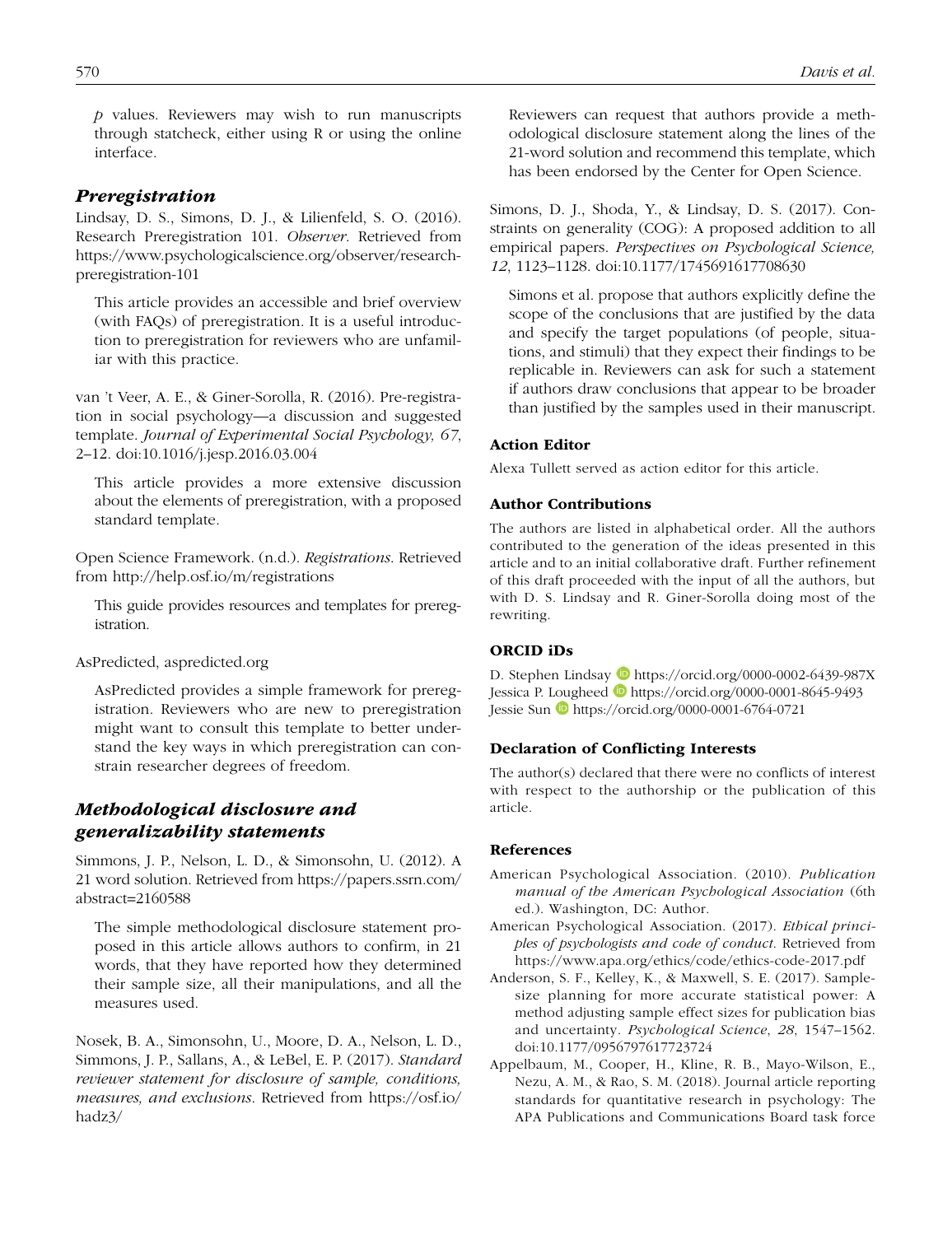*p* values. Reviewers may wish to run manuscripts through statcheck, either using R or using the online interface.

### *Preregistration*

Lindsay, D. S., Simons, D. J., & Lilienfeld, S. O. (2016). Research Preregistration 101. *Observer*. Retrieved from https://www.psychologicalscience.org/observer/research-preregistration-101

This article provides an accessible and brief overview (with FAQs) of preregistration. It is a useful introduction to preregistration for reviewers who are unfamiliar with this practice.

van 't Veer, A. E., & Giner-Sorolla, R. (2016). Pre-registration in social psychology—a discussion and suggested template. *Journal of Experimental Social Psychology, 67*, 2–12. doi:10.1016/j.jesp.2016.03.004

This article provides a more extensive discussion about the elements of preregistration, with a proposed standard template.

Open Science Framework. (n.d.). *Registrations*. Retrieved from http://help.osf.io/m/registrations

This guide provides resources and templates for preregistration.

AsPredicted, aspredicted.org

AsPredicted provides a simple framework for preregistration. Reviewers who are new to preregistration might want to consult this template to better understand the key ways in which preregistration can constrain researcher degrees of freedom.

### *Methodological disclosure and generalizability statements*

Simmons, J. P., Nelson, L. D., & Simonsohn, U. (2012). A 21 word solution. Retrieved from https://papers.ssrn.com/abstract=2160588

The simple methodological disclosure statement proposed in this article allows authors to confirm, in 21 words, that they have reported how they determined their sample size, all their manipulations, and all the measures used.

Nosek, B. A., Simonsohn, U., Moore, D. A., Nelson, L. D., Simmons, J. P., Sallans, A., & LeBel, E. P. (2017). *Standard reviewer statement for disclosure of sample, conditions, measures, and exclusions*. Retrieved from https://osf.io/hadz3/

Reviewers can request that authors provide a methodological disclosure statement along the lines of the 21-word solution and recommend this template, which has been endorsed by the Center for Open Science.

Simons, D. J., Shoda, Y., & Lindsay, D. S. (2017). Constraints on generality (COG): A proposed addition to all empirical papers. *Perspectives on Psychological Science, 12*, 1123–1128. doi:10.1177/1745691617708630

Simons et al. propose that authors explicitly define the scope of the conclusions that are justified by the data and specify the target populations (of people, situations, and stimuli) that they expect their findings to be replicable in. Reviewers can ask for such a statement if authors draw conclusions that appear to be broader than justified by the samples used in their manuscript.

## Action Editor

Alexa Tullett served as action editor for this article.

## Author Contributions

The authors are listed in alphabetical order. All the authors contributed to the generation of the ideas presented in this article and to an initial collaborative draft. Further refinement of this draft proceeded with the input of all the authors, but with D. S. Lindsay and R. Giner-Sorolla doing most of the rewriting.

## ORCID iDs

D. Stephen Lindsay https://orcid.org/0000-0002-6439-987X
Jessica P. Lougheed https://orcid.org/0000-0001-8645-9493
Jessie Sun https://orcid.org/0000-0001-6764-0721

## Declaration of Conflicting Interests

The author(s) declared that there were no conflicts of interest with respect to the authorship or the publication of this article.

## References

American Psychological Association. (2010). *Publication manual of the American Psychological Association* (6th ed.). Washington, DC: Author.

American Psychological Association. (2017). *Ethical principles of psychologists and code of conduct*. Retrieved from https://www.apa.org/ethics/code/ethics-code-2017.pdf

Anderson, S. F., Kelley, K., & Maxwell, S. E. (2017). Sample-size planning for more accurate statistical power: A method adjusting sample effect sizes for publication bias and uncertainty. *Psychological Science*, *28*, 1547–1562. doi:10.1177/0956797617723724

Appelbaum, M., Cooper, H., Kline, R. B., Mayo-Wilson, E., Nezu, A. M., & Rao, S. M. (2018). Journal article reporting standards for quantitative research in psychology: The APA Publications and Communications Board task force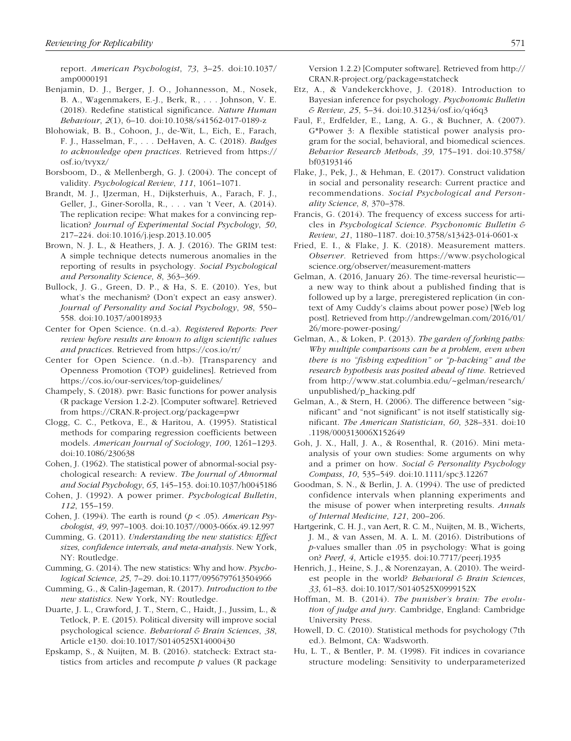report. *American Psychologist*, *73*, 3–25. doi:10.1037/amp0000191

Benjamin, D. J., Berger, J. O., Johannesson, M., Nosek, B. A., Wagenmakers, E.-J., Berk, R., . . . Johnson, V. E. (2018). Redefine statistical significance. *Nature Human Behaviour*, *2*(1), 6–10. doi:10.1038/s41562-017-0189-z

Blohowiak, B. B., Cohoon, J., de-Wit, L., Eich, E., Farach, F. J., Hasselman, F., . . . DeHaven, A. C. (2018). *Badges to acknowledge open practices*. Retrieved from https://osf.io/tvyxz/

Borsboom, D., & Mellenbergh, G. J. (2004). The concept of validity. *Psychological Review*, *111*, 1061–1071.

Brandt, M. J., IJzerman, H., Dijksterhuis, A., Farach, F. J., Geller, J., Giner-Sorolla, R., . . . van 't Veer, A. (2014). The replication recipe: What makes for a convincing replication? *Journal of Experimental Social Psychology*, *50*, 217–224. doi:10.1016/j.jesp.2013.10.005

Brown, N. J. L., & Heathers, J. A. J. (2016). The GRIM test: A simple technique detects numerous anomalies in the reporting of results in psychology. *Social Psychological and Personality Science*, *8*, 363–369.

Bullock, J. G., Green, D. P., & Ha, S. E. (2010). Yes, but what's the mechanism? (Don't expect an easy answer). *Journal of Personality and Social Psychology*, *98*, 550–558. doi:10.1037/a0018933

Center for Open Science. (n.d.-a). *Registered Reports: Peer review before results are known to align scientific values and practices*. Retrieved from https://cos.io/rr/

Center for Open Science. (n.d.-b). [Transparency and Openness Promotion (TOP) guidelines]. Retrieved from https://cos.io/our-services/top-guidelines/

Champely, S. (2018). pwr: Basic functions for power analysis (R package Version 1.2-2). [Computer software]. Retrieved from https://CRAN.R-project.org/package=pwr

Clogg, C. C., Petkova, E., & Haritou, A. (1995). Statistical methods for comparing regression coefficients between models. *American Journal of Sociology*, *100*, 1261–1293. doi:10.1086/230638

Cohen, J. (1962). The statistical power of abnormal-social psychological research: A review. *The Journal of Abnormal and Social Psychology*, *65*, 145–153. doi:10.1037/h0045186

Cohen, J. (1992). A power primer. *Psychological Bulletin*, *112*, 155–159.

Cohen, J. (1994). The earth is round ($p < .05$). *American Psychologist*, *49*, 997–1003. doi:10.1037//0003-066x.49.12.997

Cumming, G. (2011). *Understanding the new statistics: Effect sizes, confidence intervals, and meta-analysis*. New York, NY: Routledge.

Cumming, G. (2014). The new statistics: Why and how. *Psychological Science*, *25*, 7–29. doi:10.1177/0956797613504966

Cumming, G., & Calin-Jageman, R. (2017). *Introduction to the new statistics*. New York, NY: Routledge.

Duarte, J. L., Crawford, J. T., Stern, C., Haidt, J., Jussim, L., & Tetlock, P. E. (2015). Political diversity will improve social psychological science. *Behavioral & Brain Sciences*, *38*, Article e130. doi:10.1017/S0140525X14000430

Epskamp, S., & Nuijten, M. B. (2016). statcheck: Extract statistics from articles and recompute *p* values (R package Version 1.2.2) [Computer software]. Retrieved from http://CRAN.R-project.org/package=statcheck

Etz, A., & Vandekerckhove, J. (2018). Introduction to Bayesian inference for psychology. *Psychonomic Bulletin & Review*, *25*, 5–34. doi:10.31234/osf.io/q46q3

Faul, F., Erdfelder, E., Lang, A. G., & Buchner, A. (2007). G*Power 3: A flexible statistical power analysis program for the social, behavioral, and biomedical sciences. *Behavior Research Methods*, *39*, 175–191. doi:10.3758/bf03193146

Flake, J., Pek, J., & Hehman, E. (2017). Construct validation in social and personality research: Current practice and recommendations. *Social Psychological and Personality Science*, *8*, 370–378.

Francis, G. (2014). The frequency of excess success for articles in *Psychological Science*. *Psychonomic Bulletin & Review*, *21*, 1180–1187. doi:10.3758/s13423-014-0601-x

Fried, E. I., & Flake, J. K. (2018). Measurement matters. *Observer*. Retrieved from https://www.psychologicalscience.org/observer/measurement-matters

Gelman, A. (2016, January 26). The time-reversal heuristic—a new way to think about a published finding that is followed up by a large, preregistered replication (in context of Amy Cuddy's claims about power pose) [Web log post]. Retrieved from http://andrewgelman.com/2016/01/26/more-power-posing/

Gelman, A., & Loken, P. (2013). *The garden of forking paths: Why multiple comparisons can be a problem, even when there is no "fishing expedition" or "p-hacking" and the research hypothesis was posited ahead of time*. Retrieved from http://www.stat.columbia.edu/~gelman/research/unpublished/p_hacking.pdf

Gelman, A., & Stern, H. (2006). The difference between "significant" and "not significant" is not itself statistically significant. *The American Statistician*, *60*, 328–331. doi:10.1198/000313006X152649

Goh, J. X., Hall, J. A., & Rosenthal, R. (2016). Mini meta-analysis of your own studies: Some arguments on why and a primer on how. *Social & Personality Psychology Compass*, *10*, 535–549. doi:10.1111/spc3.12267

Goodman, S. N., & Berlin, J. A. (1994). The use of predicted confidence intervals when planning experiments and the misuse of power when interpreting results. *Annals of Internal Medicine*, *121*, 200–206.

Hartgerink, C. H. J., van Aert, R. C. M., Nuijten, M. B., Wicherts, J. M., & van Assen, M. A. L. M. (2016). Distributions of *p*-values smaller than .05 in psychology: What is going on? *PeerJ*, *4*, Article e1935. doi:10.7717/peerj.1935

Henrich, J., Heine, S. J., & Norenzayan, A. (2010). The weirdest people in the world? *Behavioral & Brain Sciences*, *33*, 61–83. doi:10.1017/S0140525X0999152X

Hoffman, M. B. (2014). *The punisher's brain: The evolution of judge and jury*. Cambridge, England: Cambridge University Press.

Howell, D. C. (2010). Statistical methods for psychology (7th ed.). Belmont, CA: Wadsworth.

Hu, L. T., & Bentler, P. M. (1998). Fit indices in covariance structure modeling: Sensitivity to underparameterized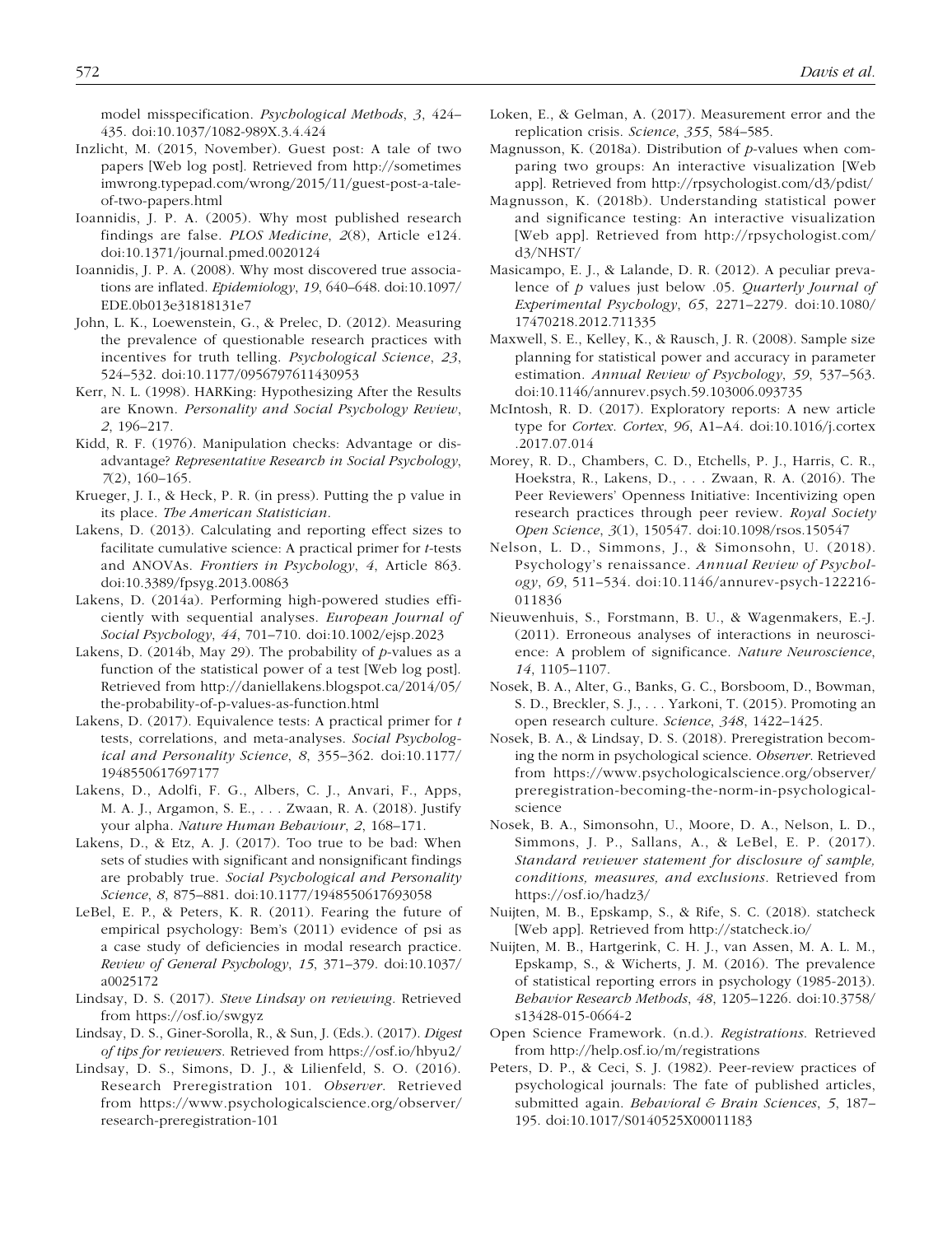model misspecification. *Psychological Methods*, *3*, 424–435. doi:10.1037/1082-989X.3.4.424

Inzlicht, M. (2015, November). Guest post: A tale of two papers [Web log post]. Retrieved from http://sometimesimwrong.typepad.com/wrong/2015/11/guest-post-a-tale-of-two-papers.html

Ioannidis, J. P. A. (2005). Why most published research findings are false. *PLOS Medicine*, *2*(8), Article e124. doi:10.1371/journal.pmed.0020124

Ioannidis, J. P. A. (2008). Why most discovered true associations are inflated. *Epidemiology*, *19*, 640–648. doi:10.1097/EDE.0b013e31818131e7

John, L. K., Loewenstein, G., & Prelec, D. (2012). Measuring the prevalence of questionable research practices with incentives for truth telling. *Psychological Science*, *23*, 524–532. doi:10.1177/0956797611430953

Kerr, N. L. (1998). HARKing: Hypothesizing After the Results are Known. *Personality and Social Psychology Review*, *2*, 196–217.

Kidd, R. F. (1976). Manipulation checks: Advantage or disadvantage? *Representative Research in Social Psychology*, *7*(2), 160–165.

Krueger, J. I., & Heck, P. R. (in press). Putting the p value in its place. *The American Statistician*.

Lakens, D. (2013). Calculating and reporting effect sizes to facilitate cumulative science: A practical primer for *t*-tests and ANOVAs. *Frontiers in Psychology*, *4*, Article 863. doi:10.3389/fpsyg.2013.00863

Lakens, D. (2014a). Performing high-powered studies efficiently with sequential analyses. *European Journal of Social Psychology*, *44*, 701–710. doi:10.1002/ejsp.2023

Lakens, D. (2014b, May 29). The probability of *p*-values as a function of the statistical power of a test [Web log post]. Retrieved from http://daniellakens.blogspot.ca/2014/05/the-probability-of-p-values-as-function.html

Lakens, D. (2017). Equivalence tests: A practical primer for *t* tests, correlations, and meta-analyses. *Social Psychological and Personality Science*, *8*, 355–362. doi:10.1177/1948550617697177

Lakens, D., Adolfi, F. G., Albers, C. J., Anvari, F., Apps, M. A. J., Argamon, S. E., . . . Zwaan, R. A. (2018). Justify your alpha. *Nature Human Behaviour*, *2*, 168–171.

Lakens, D., & Etz, A. J. (2017). Too true to be bad: When sets of studies with significant and nonsignificant findings are probably true. *Social Psychological and Personality Science*, *8*, 875–881. doi:10.1177/1948550617693058

LeBel, E. P., & Peters, K. R. (2011). Fearing the future of empirical psychology: Bem's (2011) evidence of psi as a case study of deficiencies in modal research practice. *Review of General Psychology*, *15*, 371–379. doi:10.1037/a0025172

Lindsay, D. S. (2017). *Steve Lindsay on reviewing*. Retrieved from https://osf.io/swgyz

Lindsay, D. S., Giner-Sorolla, R., & Sun, J. (Eds.). (2017). *Digest of tips for reviewers*. Retrieved from https://osf.io/hbyu2/

Lindsay, D. S., Simons, D. J., & Lilienfeld, S. O. (2016). Research Preregistration 101. *Observer*. Retrieved from https://www.psychologicalscience.org/observer/research-preregistration-101

Loken, E., & Gelman, A. (2017). Measurement error and the replication crisis. *Science*, *355*, 584–585.

Magnusson, K. (2018a). Distribution of *p*-values when comparing two groups: An interactive visualization [Web app]. Retrieved from http://rpsychologist.com/d3/pdist/

Magnusson, K. (2018b). Understanding statistical power and significance testing: An interactive visualization [Web app]. Retrieved from http://rpsychologist.com/d3/NHST/

Masicampo, E. J., & Lalande, D. R. (2012). A peculiar prevalence of *p* values just below .05. *Quarterly Journal of Experimental Psychology*, *65*, 2271–2279. doi:10.1080/17470218.2012.711335

Maxwell, S. E., Kelley, K., & Rausch, J. R. (2008). Sample size planning for statistical power and accuracy in parameter estimation. *Annual Review of Psychology*, *59*, 537–563. doi:10.1146/annurev.psych.59.103006.093735

McIntosh, R. D. (2017). Exploratory reports: A new article type for *Cortex*. *Cortex*, *96*, A1–A4. doi:10.1016/j.cortex.2017.07.014

Morey, R. D., Chambers, C. D., Etchells, P. J., Harris, C. R., Hoekstra, R., Lakens, D., . . . Zwaan, R. A. (2016). The Peer Reviewers' Openness Initiative: Incentivizing open research practices through peer review. *Royal Society Open Science*, *3*(1), 150547. doi:10.1098/rsos.150547

Nelson, L. D., Simmons, J., & Simonsohn, U. (2018). Psychology's renaissance. *Annual Review of Psychology*, *69*, 511–534. doi:10.1146/annurev-psych-122216-011836

Nieuwenhuis, S., Forstmann, B. U., & Wagenmakers, E.-J. (2011). Erroneous analyses of interactions in neuroscience: A problem of significance. *Nature Neuroscience*, *14*, 1105–1107.

Nosek, B. A., Alter, G., Banks, G. C., Borsboom, D., Bowman, S. D., Breckler, S. J., . . . Yarkoni, T. (2015). Promoting an open research culture. *Science*, *348*, 1422–1425.

Nosek, B. A., & Lindsay, D. S. (2018). Preregistration becoming the norm in psychological science. *Observer*. Retrieved from https://www.psychologicalscience.org/observer/preregistration-becoming-the-norm-in-psychological-science

Nosek, B. A., Simonsohn, U., Moore, D. A., Nelson, L. D., Simmons, J. P., Sallans, A., & LeBel, E. P. (2017). *Standard reviewer statement for disclosure of sample, conditions, measures, and exclusions*. Retrieved from https://osf.io/hadz3/

Nuijten, M. B., Epskamp, S., & Rife, S. C. (2018). statcheck [Web app]. Retrieved from http://statcheck.io/

Nuijten, M. B., Hartgerink, C. H. J., van Assen, M. A. L. M., Epskamp, S., & Wicherts, J. M. (2016). The prevalence of statistical reporting errors in psychology (1985-2013). *Behavior Research Methods*, *48*, 1205–1226. doi:10.3758/s13428-015-0664-2

Open Science Framework. (n.d.). *Registrations*. Retrieved from http://help.osf.io/m/registrations

Peters, D. P., & Ceci, S. J. (1982). Peer-review practices of psychological journals: The fate of published articles, submitted again. *Behavioral & Brain Sciences*, *5*, 187–195. doi:10.1017/S0140525X00011183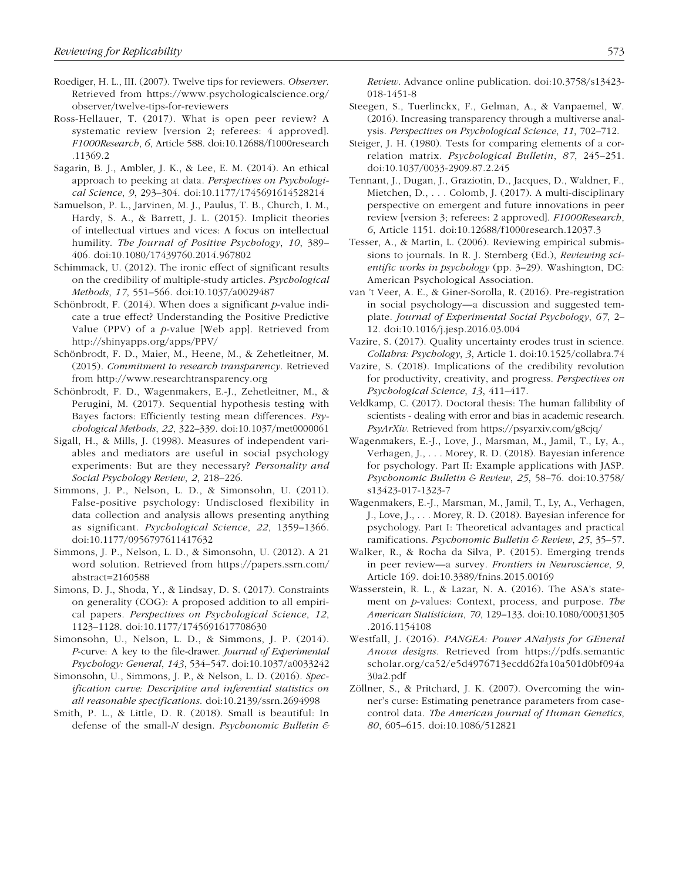Roediger, H. L., III. (2007). Twelve tips for reviewers. *Observer*. Retrieved from https://www.psychologicalscience.org/observer/twelve-tips-for-reviewers

Ross-Hellauer, T. (2017). What is open peer review? A systematic review [version 2; referees: 4 approved]. *F1000Research*, *6*, Article 588. doi:10.12688/f1000research.11369.2

Sagarin, B. J., Ambler, J. K., & Lee, E. M. (2014). An ethical approach to peeking at data. *Perspectives on Psychological Science*, *9*, 293–304. doi:10.1177/1745691614528214

Samuelson, P. L., Jarvinen, M. J., Paulus, T. B., Church, I. M., Hardy, S. A., & Barrett, J. L. (2015). Implicit theories of intellectual virtues and vices: A focus on intellectual humility. *The Journal of Positive Psychology*, *10*, 389–406. doi:10.1080/17439760.2014.967802

Schimmack, U. (2012). The ironic effect of significant results on the credibility of multiple-study articles. *Psychological Methods*, *17*, 551–566. doi:10.1037/a0029487

Schönbrodt, F. (2014). When does a significant *p*-value indicate a true effect? Understanding the Positive Predictive Value (PPV) of a *p*-value [Web app]. Retrieved from http://shinyapps.org/apps/PPV/

Schönbrodt, F. D., Maier, M., Heene, M., & Zehetleitner, M. (2015). *Commitment to research transparency*. Retrieved from http://www.researchtransparency.org

Schönbrodt, F. D., Wagenmakers, E.-J., Zehetleitner, M., & Perugini, M. (2017). Sequential hypothesis testing with Bayes factors: Efficiently testing mean differences. *Psychological Methods*, *22*, 322–339. doi:10.1037/met0000061

Sigall, H., & Mills, J. (1998). Measures of independent variables and mediators are useful in social psychology experiments: But are they necessary? *Personality and Social Psychology Review*, *2*, 218–226.

Simmons, J. P., Nelson, L. D., & Simonsohn, U. (2011). False-positive psychology: Undisclosed flexibility in data collection and analysis allows presenting anything as significant. *Psychological Science*, *22*, 1359–1366. doi:10.1177/0956797611417632

Simmons, J. P., Nelson, L. D., & Simonsohn, U. (2012). A 21 word solution. Retrieved from https://papers.ssrn.com/abstract=2160588

Simons, D. J., Shoda, Y., & Lindsay, D. S. (2017). Constraints on generality (COG): A proposed addition to all empirical papers. *Perspectives on Psychological Science*, *12*, 1123–1128. doi:10.1177/1745691617708630

Simonsohn, U., Nelson, L. D., & Simmons, J. P. (2014). *P*-curve: A key to the file-drawer. *Journal of Experimental Psychology: General*, *143*, 534–547. doi:10.1037/a0033242

Simonsohn, U., Simmons, J. P., & Nelson, L. D. (2016). *Specification curve: Descriptive and inferential statistics on all reasonable specifications*. doi:10.2139/ssrn.2694998

Smith, P. L., & Little, D. R. (2018). Small is beautiful: In defense of the small-*N* design. *Psychonomic Bulletin & Review*. Advance online publication. doi:10.3758/s13423-018-1451-8

Steegen, S., Tuerlinckx, F., Gelman, A., & Vanpaemel, W. (2016). Increasing transparency through a multiverse analysis. *Perspectives on Psychological Science*, *11*, 702–712.

Steiger, J. H. (1980). Tests for comparing elements of a correlation matrix. *Psychological Bulletin*, *87*, 245–251. doi:10.1037/0033-2909.87.2.245

Tennant, J., Dugan, J., Graziotin, D., Jacques, D., Waldner, F., Mietchen, D., . . . Colomb, J. (2017). A multi-disciplinary perspective on emergent and future innovations in peer review [version 3; referees: 2 approved]. *F1000Research*, *6*, Article 1151. doi:10.12688/f1000research.12037.3

Tesser, A., & Martin, L. (2006). Reviewing empirical submissions to journals. In R. J. Sternberg (Ed.), *Reviewing scientific works in psychology* (pp. 3–29). Washington, DC: American Psychological Association.

van 't Veer, A. E., & Giner-Sorolla, R. (2016). Pre-registration in social psychology—a discussion and suggested template. *Journal of Experimental Social Psychology*, *67*, 2–12. doi:10.1016/j.jesp.2016.03.004

Vazire, S. (2017). Quality uncertainty erodes trust in science. *Collabra: Psychology*, *3*, Article 1. doi:10.1525/collabra.74

Vazire, S. (2018). Implications of the credibility revolution for productivity, creativity, and progress. *Perspectives on Psychological Science*, *13*, 411–417.

Veldkamp, C. (2017). Doctoral thesis: The human fallibility of scientists - dealing with error and bias in academic research. *PsyArXiv*. Retrieved from https://psyarxiv.com/g8cjq/

Wagenmakers, E.-J., Love, J., Marsman, M., Jamil, T., Ly, A., Verhagen, J., . . . Morey, R. D. (2018). Bayesian inference for psychology. Part II: Example applications with JASP. *Psychonomic Bulletin & Review*, *25*, 58–76. doi:10.3758/s13423-017-1323-7

Wagenmakers, E.-J., Marsman, M., Jamil, T., Ly, A., Verhagen, J., Love, J., . . . Morey, R. D. (2018). Bayesian inference for psychology. Part I: Theoretical advantages and practical ramifications. *Psychonomic Bulletin & Review*, *25*, 35–57.

Walker, R., & Rocha da Silva, P. (2015). Emerging trends in peer review—a survey. *Frontiers in Neuroscience*, *9*, Article 169. doi:10.3389/fnins.2015.00169

Wasserstein, R. L., & Lazar, N. A. (2016). The ASA's statement on *p*-values: Context, process, and purpose. *The American Statistician*, *70*, 129–133. doi:10.1080/00031305.2016.1154108

Westfall, J. (2016). *PANGEA: Power ANalysis for GEneral Anova designs*. Retrieved from https://pdfs.semanticscholar.org/ca52/e5d4976713ecdd62fa10a501d0bf094a30a2.pdf

Zöllner, S., & Pritchard, J. K. (2007). Overcoming the winner's curse: Estimating penetrance parameters from case-control data. *The American Journal of Human Genetics*, *80*, 605–615. doi:10.1086/512821